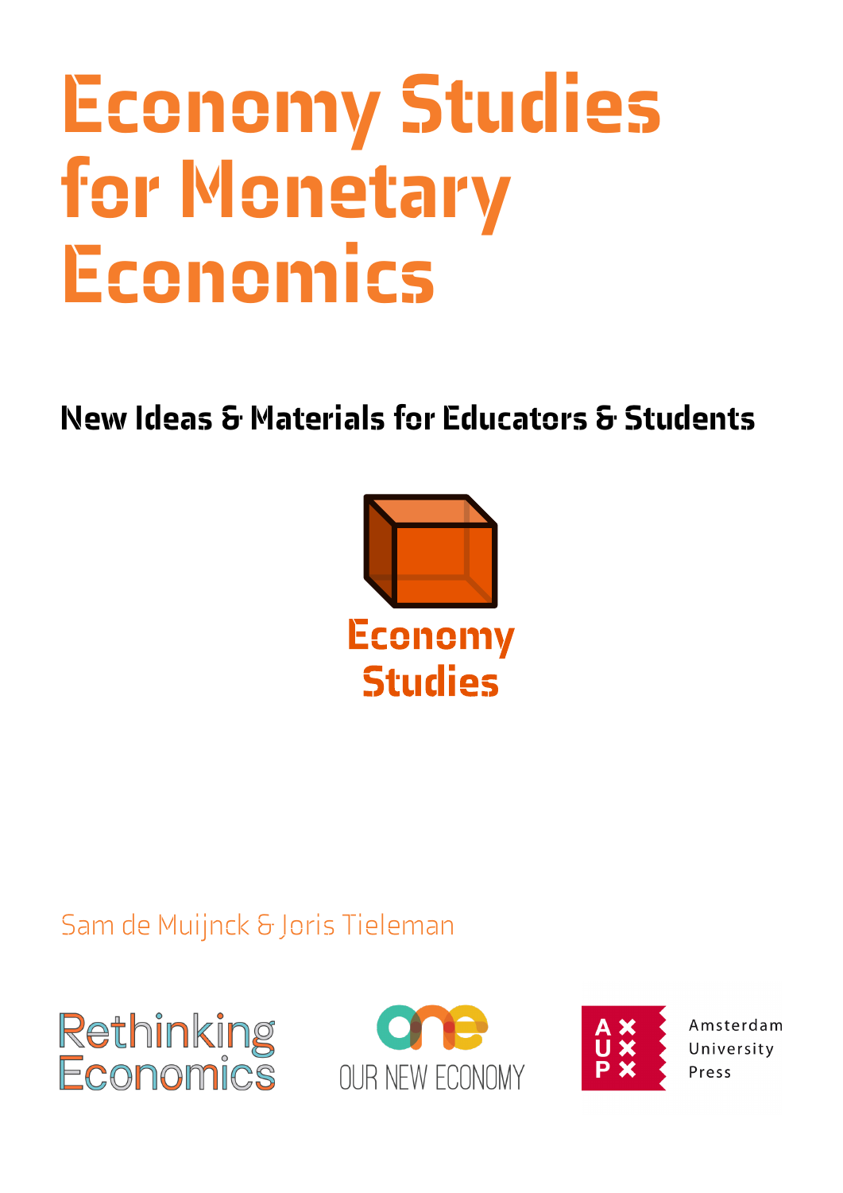# Economy Studies for Monetary Economics

## New Ideas & Materials for Educators & Students

Economy Studies

Sam de Muijnck & Joris Tieleman

Rethinking Economics

OUR NEW ECONOMY

Amsterdam University Press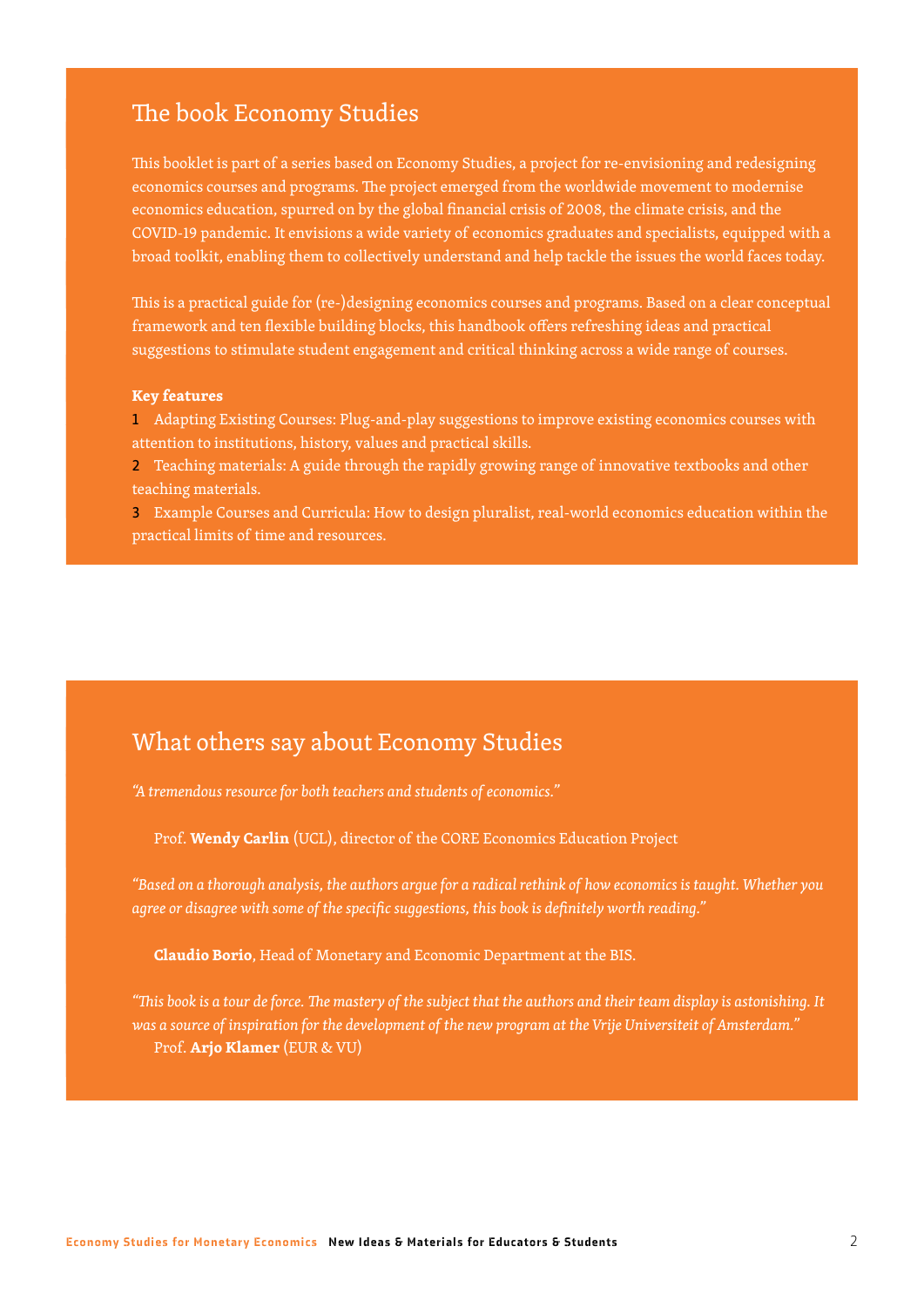## The book Economy Studies

This booklet is part of a series based on Economy Studies, a project for re-envisioning and redesigning economics courses and programs. The project emerged from the worldwide movement to modernise economics education, spurred on by the global financial crisis of 2008, the climate crisis, and the COVID-19 pandemic. It envisions a wide variety of economics graduates and specialists, equipped with a broad toolkit, enabling them to collectively understand and help tackle the issues the world faces today.

This is a practical guide for (re-)designing economics courses and programs. Based on a clear conceptual framework and ten flexible building blocks, this handbook offers refreshing ideas and practical suggestions to stimulate student engagement and critical thinking across a wide range of courses.

**Key features**

1. Adapting Existing Courses: Plug-and-play suggestions to improve existing economics courses with attention to institutions, history, values and practical skills.
2. Teaching materials: A guide through the rapidly growing range of innovative textbooks and other teaching materials.
3. Example Courses and Curricula: How to design pluralist, real-world economics education within the practical limits of time and resources.

## What others say about Economy Studies

*"A tremendous resource for both teachers and students of economics."*

Prof. **Wendy Carlin** (UCL), director of the CORE Economics Education Project

*"Based on a thorough analysis, the authors argue for a radical rethink of how economics is taught. Whether you agree or disagree with some of the specific suggestions, this book is definitely worth reading."*

**Claudio Borio**, Head of Monetary and Economic Department at the BIS.

*"This book is a tour de force. The mastery of the subject that the authors and their team display is astonishing. It was a source of inspiration for the development of the new program at the Vrije Universiteit of Amsterdam."*

Prof. **Arjo Klamer** (EUR & VU)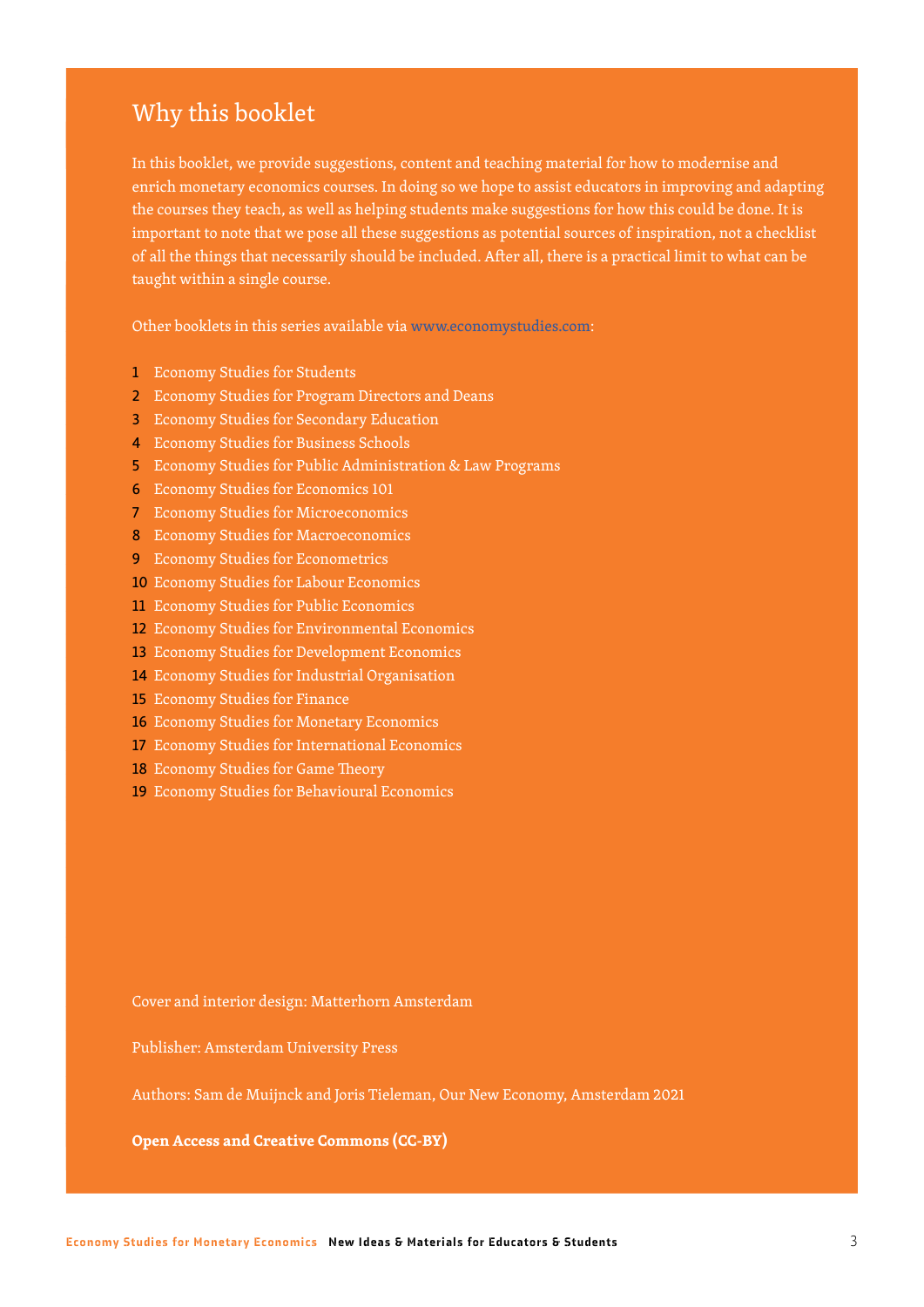# Why this booklet

In this booklet, we provide suggestions, content and teaching material for how to modernise and enrich monetary economics courses. In doing so we hope to assist educators in improving and adapting the courses they teach, as well as helping students make suggestions for how this could be done. It is important to note that we pose all these suggestions as potential sources of inspiration, not a checklist of all the things that necessarily should be included. After all, there is a practical limit to what can be taught within a single course.

Other booklets in this series available via www.economystudies.com:

1. Economy Studies for Students
2. Economy Studies for Program Directors and Deans
3. Economy Studies for Secondary Education
4. Economy Studies for Business Schools
5. Economy Studies for Public Administration & Law Programs
6. Economy Studies for Economics 101
7. Economy Studies for Microeconomics
8. Economy Studies for Macroeconomics
9. Economy Studies for Econometrics
10. Economy Studies for Labour Economics
11. Economy Studies for Public Economics
12. Economy Studies for Environmental Economics
13. Economy Studies for Development Economics
14. Economy Studies for Industrial Organisation
15. Economy Studies for Finance
16. Economy Studies for Monetary Economics
17. Economy Studies for International Economics
18. Economy Studies for Game Theory
19. Economy Studies for Behavioural Economics

Cover and interior design: Matterhorn Amsterdam

Publisher: Amsterdam University Press

Authors: Sam de Muijnck and Joris Tieleman, Our New Economy, Amsterdam 2021

**Open Access and Creative Commons (CC-BY)**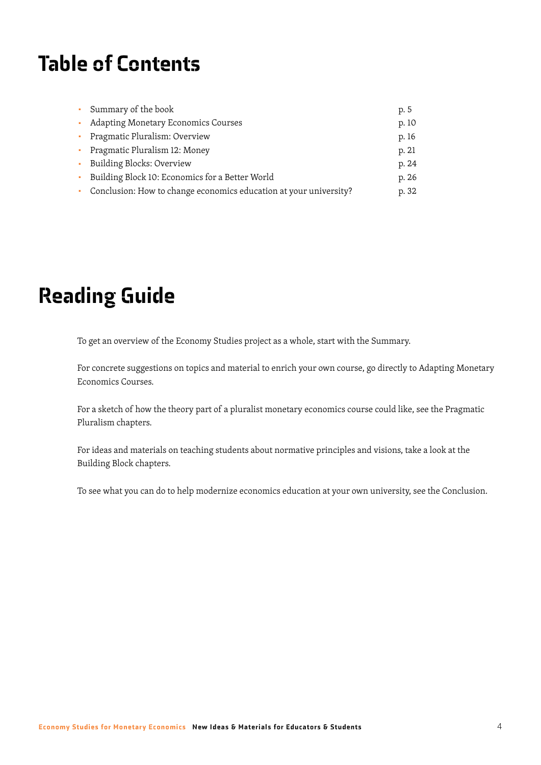# Table of Contents

- Summary of the book p. 5
- Adapting Monetary Economics Courses p. 10
- Pragmatic Pluralism: Overview p. 16
- Pragmatic Pluralism 12: Money p. 21
- Building Blocks: Overview p. 24
- Building Block 10: Economics for a Better World p. 26
- Conclusion: How to change economics education at your university? p. 32

# Reading Guide

To get an overview of the Economy Studies project as a whole, start with the Summary.

For concrete suggestions on topics and material to enrich your own course, go directly to Adapting Monetary Economics Courses.

For a sketch of how the theory part of a pluralist monetary economics course could like, see the Pragmatic Pluralism chapters.

For ideas and materials on teaching students about normative principles and visions, take a look at the Building Block chapters.

To see what you can do to help modernize economics education at your own university, see the Conclusion.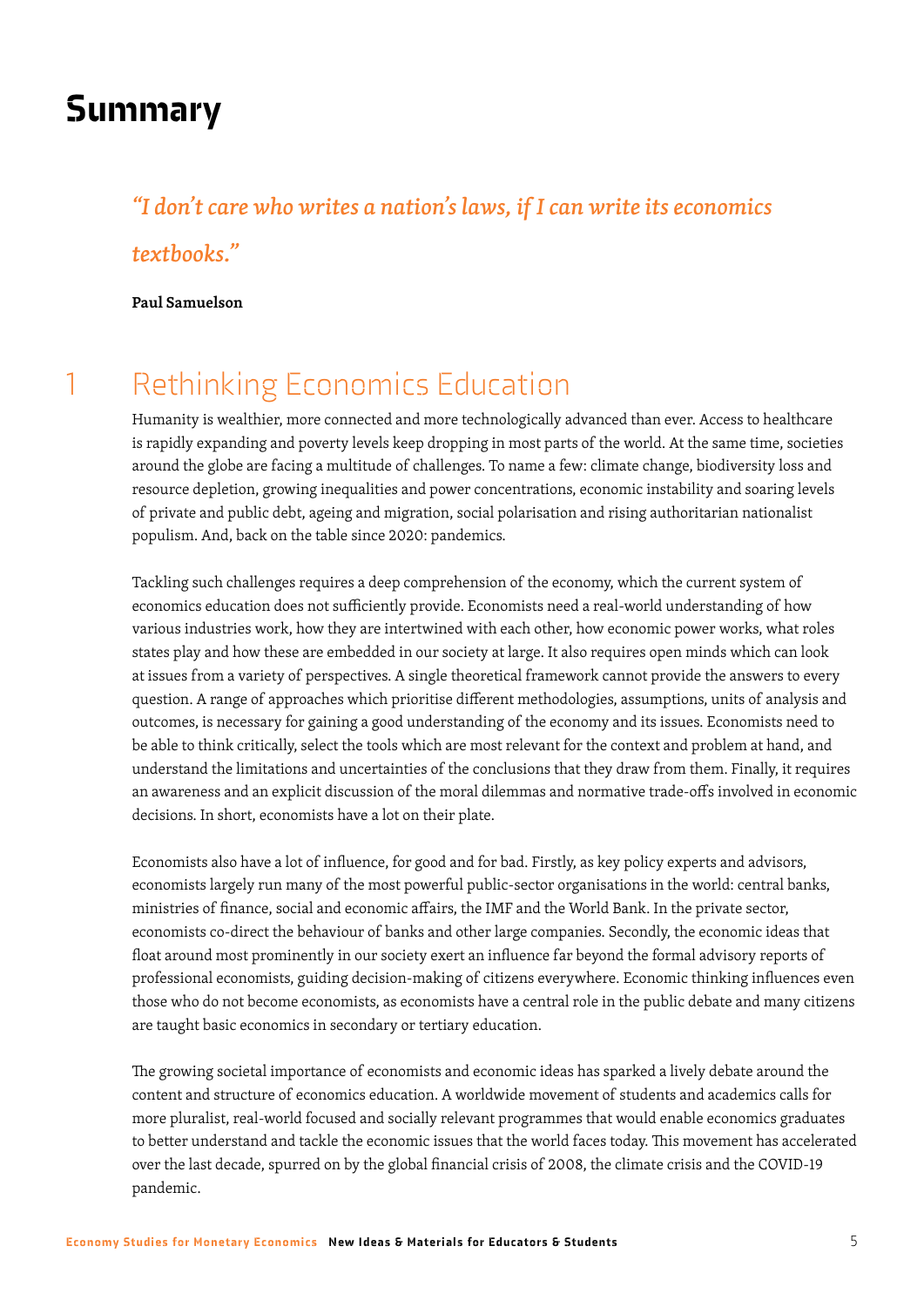# Summary

*"I don't care who writes a nation's laws, if I can write its economics textbooks."*

**Paul Samuelson**

## 1 Rethinking Economics Education

Humanity is wealthier, more connected and more technologically advanced than ever. Access to healthcare is rapidly expanding and poverty levels keep dropping in most parts of the world. At the same time, societies around the globe are facing a multitude of challenges. To name a few: climate change, biodiversity loss and resource depletion, growing inequalities and power concentrations, economic instability and soaring levels of private and public debt, ageing and migration, social polarisation and rising authoritarian nationalist populism. And, back on the table since 2020: pandemics.

Tackling such challenges requires a deep comprehension of the economy, which the current system of economics education does not sufficiently provide. Economists need a real-world understanding of how various industries work, how they are intertwined with each other, how economic power works, what roles states play and how these are embedded in our society at large. It also requires open minds which can look at issues from a variety of perspectives. A single theoretical framework cannot provide the answers to every question. A range of approaches which prioritise different methodologies, assumptions, units of analysis and outcomes, is necessary for gaining a good understanding of the economy and its issues. Economists need to be able to think critically, select the tools which are most relevant for the context and problem at hand, and understand the limitations and uncertainties of the conclusions that they draw from them. Finally, it requires an awareness and an explicit discussion of the moral dilemmas and normative trade-offs involved in economic decisions. In short, economists have a lot on their plate.

Economists also have a lot of influence, for good and for bad. Firstly, as key policy experts and advisors, economists largely run many of the most powerful public-sector organisations in the world: central banks, ministries of finance, social and economic affairs, the IMF and the World Bank. In the private sector, economists co-direct the behaviour of banks and other large companies. Secondly, the economic ideas that float around most prominently in our society exert an influence far beyond the formal advisory reports of professional economists, guiding decision-making of citizens everywhere. Economic thinking influences even those who do not become economists, as economists have a central role in the public debate and many citizens are taught basic economics in secondary or tertiary education.

The growing societal importance of economists and economic ideas has sparked a lively debate around the content and structure of economics education. A worldwide movement of students and academics calls for more pluralist, real-world focused and socially relevant programmes that would enable economics graduates to better understand and tackle the economic issues that the world faces today. This movement has accelerated over the last decade, spurred on by the global financial crisis of 2008, the climate crisis and the COVID-19 pandemic.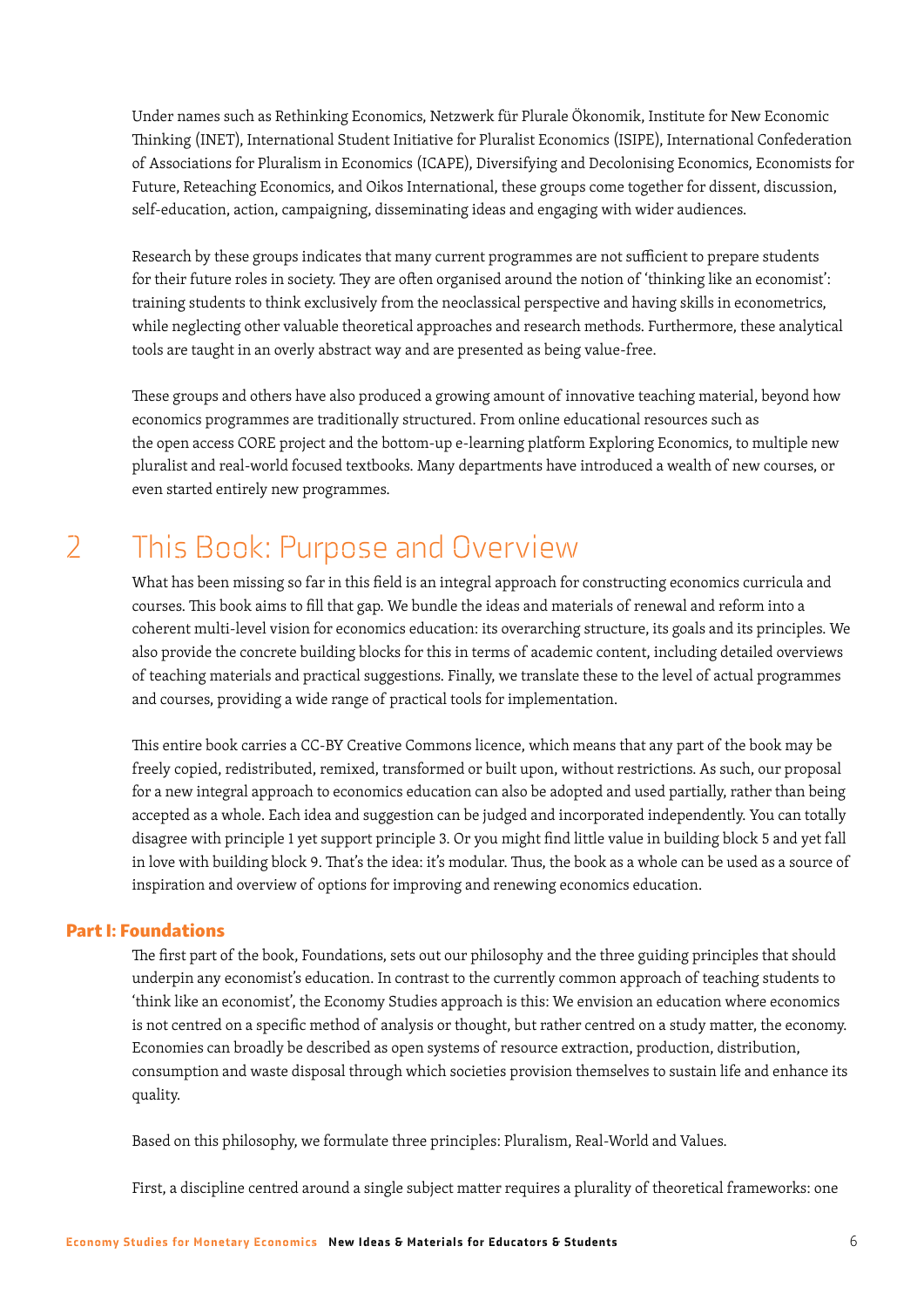Under names such as Rethinking Economics, Netzwerk für Plurale Ökonomik, Institute for New Economic Thinking (INET), International Student Initiative for Pluralist Economics (ISIPE), International Confederation of Associations for Pluralism in Economics (ICAPE), Diversifying and Decolonising Economics, Economists for Future, Reteaching Economics, and Oikos International, these groups come together for dissent, discussion, self-education, action, campaigning, disseminating ideas and engaging with wider audiences.

Research by these groups indicates that many current programmes are not sufficient to prepare students for their future roles in society. They are often organised around the notion of 'thinking like an economist': training students to think exclusively from the neoclassical perspective and having skills in econometrics, while neglecting other valuable theoretical approaches and research methods. Furthermore, these analytical tools are taught in an overly abstract way and are presented as being value-free.

These groups and others have also produced a growing amount of innovative teaching material, beyond how economics programmes are traditionally structured. From online educational resources such as the open access CORE project and the bottom-up e-learning platform Exploring Economics, to multiple new pluralist and real-world focused textbooks. Many departments have introduced a wealth of new courses, or even started entirely new programmes.

## 2 This Book: Purpose and Overview

What has been missing so far in this field is an integral approach for constructing economics curricula and courses. This book aims to fill that gap. We bundle the ideas and materials of renewal and reform into a coherent multi-level vision for economics education: its overarching structure, its goals and its principles. We also provide the concrete building blocks for this in terms of academic content, including detailed overviews of teaching materials and practical suggestions. Finally, we translate these to the level of actual programmes and courses, providing a wide range of practical tools for implementation.

This entire book carries a CC-BY Creative Commons licence, which means that any part of the book may be freely copied, redistributed, remixed, transformed or built upon, without restrictions. As such, our proposal for a new integral approach to economics education can also be adopted and used partially, rather than being accepted as a whole. Each idea and suggestion can be judged and incorporated independently. You can totally disagree with principle 1 yet support principle 3. Or you might find little value in building block 5 and yet fall in love with building block 9. That's the idea: it's modular. Thus, the book as a whole can be used as a source of inspiration and overview of options for improving and renewing economics education.

### Part I: Foundations

The first part of the book, Foundations, sets out our philosophy and the three guiding principles that should underpin any economist's education. In contrast to the currently common approach of teaching students to 'think like an economist', the Economy Studies approach is this: We envision an education where economics is not centred on a specific method of analysis or thought, but rather centred on a study matter, the economy. Economies can broadly be described as open systems of resource extraction, production, distribution, consumption and waste disposal through which societies provision themselves to sustain life and enhance its quality.

Based on this philosophy, we formulate three principles: Pluralism, Real-World and Values.

First, a discipline centred around a single subject matter requires a plurality of theoretical frameworks: one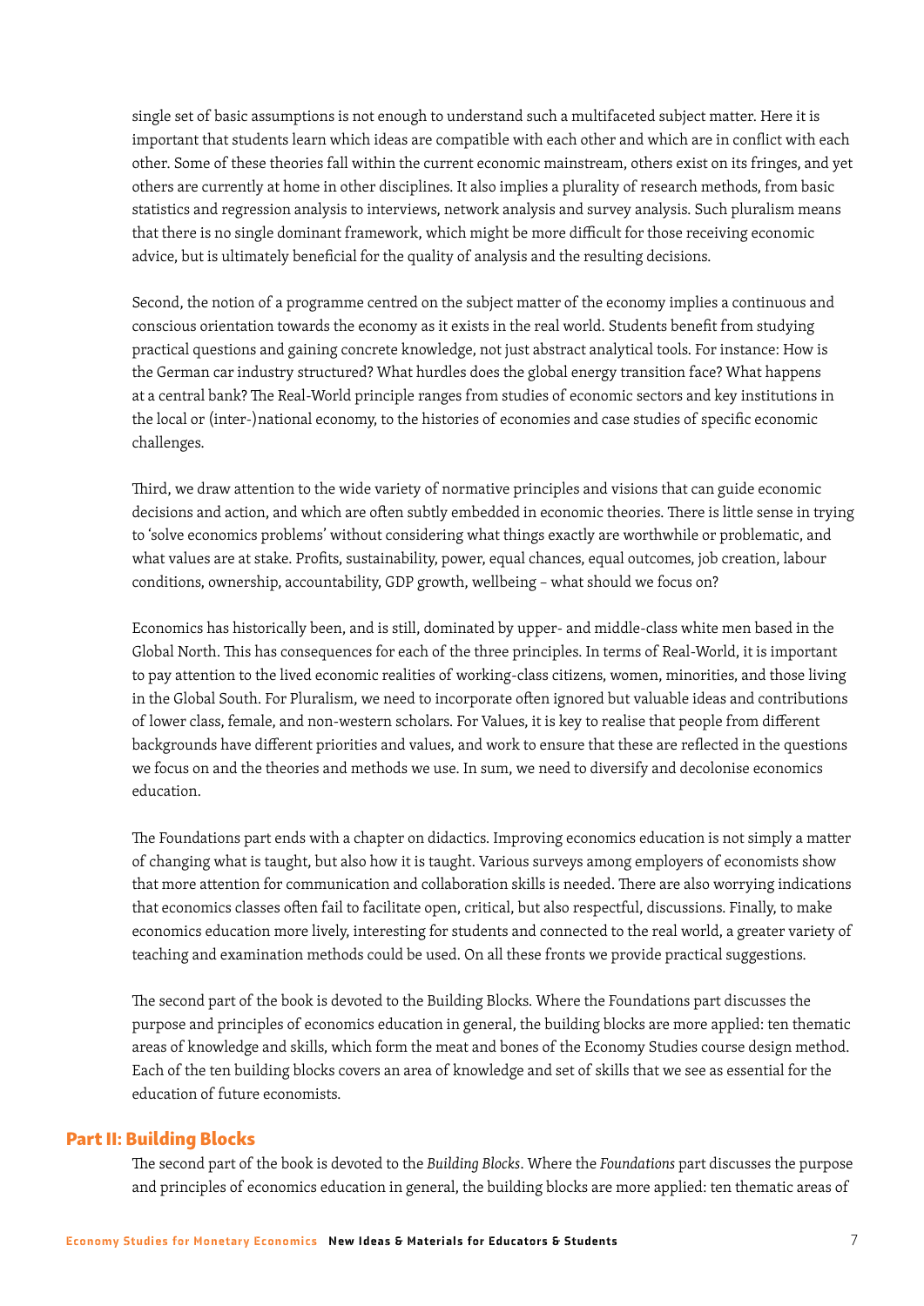single set of basic assumptions is not enough to understand such a multifaceted subject matter. Here it is important that students learn which ideas are compatible with each other and which are in conflict with each other. Some of these theories fall within the current economic mainstream, others exist on its fringes, and yet others are currently at home in other disciplines. It also implies a plurality of research methods, from basic statistics and regression analysis to interviews, network analysis and survey analysis. Such pluralism means that there is no single dominant framework, which might be more difficult for those receiving economic advice, but is ultimately beneficial for the quality of analysis and the resulting decisions.

Second, the notion of a programme centred on the subject matter of the economy implies a continuous and conscious orientation towards the economy as it exists in the real world. Students benefit from studying practical questions and gaining concrete knowledge, not just abstract analytical tools. For instance: How is the German car industry structured? What hurdles does the global energy transition face? What happens at a central bank? The Real-World principle ranges from studies of economic sectors and key institutions in the local or (inter-)national economy, to the histories of economies and case studies of specific economic challenges.

Third, we draw attention to the wide variety of normative principles and visions that can guide economic decisions and action, and which are often subtly embedded in economic theories. There is little sense in trying to 'solve economics problems' without considering what things exactly are worthwhile or problematic, and what values are at stake. Profits, sustainability, power, equal chances, equal outcomes, job creation, labour conditions, ownership, accountability, GDP growth, wellbeing – what should we focus on?

Economics has historically been, and is still, dominated by upper- and middle-class white men based in the Global North. This has consequences for each of the three principles. In terms of Real-World, it is important to pay attention to the lived economic realities of working-class citizens, women, minorities, and those living in the Global South. For Pluralism, we need to incorporate often ignored but valuable ideas and contributions of lower class, female, and non-western scholars. For Values, it is key to realise that people from different backgrounds have different priorities and values, and work to ensure that these are reflected in the questions we focus on and the theories and methods we use. In sum, we need to diversify and decolonise economics education.

The Foundations part ends with a chapter on didactics. Improving economics education is not simply a matter of changing what is taught, but also how it is taught. Various surveys among employers of economists show that more attention for communication and collaboration skills is needed. There are also worrying indications that economics classes often fail to facilitate open, critical, but also respectful, discussions. Finally, to make economics education more lively, interesting for students and connected to the real world, a greater variety of teaching and examination methods could be used. On all these fronts we provide practical suggestions.

The second part of the book is devoted to the Building Blocks. Where the Foundations part discusses the purpose and principles of economics education in general, the building blocks are more applied: ten thematic areas of knowledge and skills, which form the meat and bones of the Economy Studies course design method. Each of the ten building blocks covers an area of knowledge and set of skills that we see as essential for the education of future economists.

## Part II: Building Blocks

The second part of the book is devoted to the *Building Blocks*. Where the *Foundations* part discusses the purpose and principles of economics education in general, the building blocks are more applied: ten thematic areas of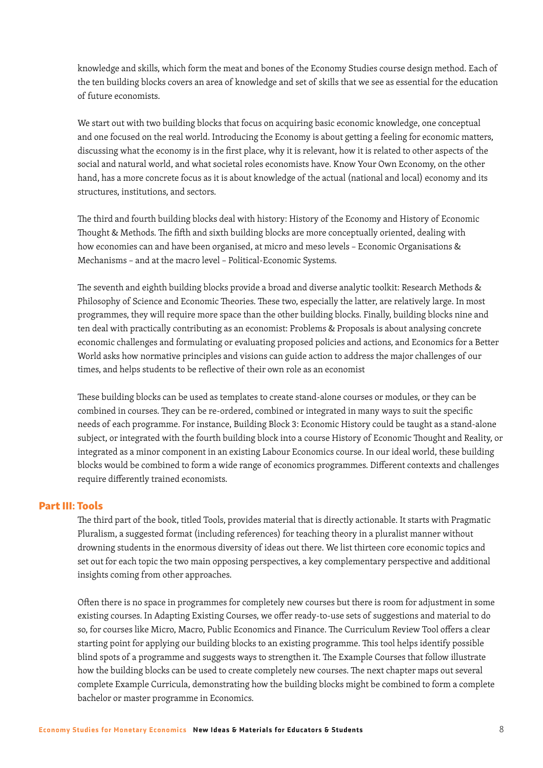knowledge and skills, which form the meat and bones of the Economy Studies course design method. Each of the ten building blocks covers an area of knowledge and set of skills that we see as essential for the education of future economists.

We start out with two building blocks that focus on acquiring basic economic knowledge, one conceptual and one focused on the real world. Introducing the Economy is about getting a feeling for economic matters, discussing what the economy is in the first place, why it is relevant, how it is related to other aspects of the social and natural world, and what societal roles economists have. Know Your Own Economy, on the other hand, has a more concrete focus as it is about knowledge of the actual (national and local) economy and its structures, institutions, and sectors.

The third and fourth building blocks deal with history: History of the Economy and History of Economic Thought & Methods. The fifth and sixth building blocks are more conceptually oriented, dealing with how economies can and have been organised, at micro and meso levels – Economic Organisations & Mechanisms – and at the macro level – Political-Economic Systems.

The seventh and eighth building blocks provide a broad and diverse analytic toolkit: Research Methods & Philosophy of Science and Economic Theories. These two, especially the latter, are relatively large. In most programmes, they will require more space than the other building blocks. Finally, building blocks nine and ten deal with practically contributing as an economist: Problems & Proposals is about analysing concrete economic challenges and formulating or evaluating proposed policies and actions, and Economics for a Better World asks how normative principles and visions can guide action to address the major challenges of our times, and helps students to be reflective of their own role as an economist

These building blocks can be used as templates to create stand-alone courses or modules, or they can be combined in courses. They can be re-ordered, combined or integrated in many ways to suit the specific needs of each programme. For instance, Building Block 3: Economic History could be taught as a stand-alone subject, or integrated with the fourth building block into a course History of Economic Thought and Reality, or integrated as a minor component in an existing Labour Economics course. In our ideal world, these building blocks would be combined to form a wide range of economics programmes. Different contexts and challenges require differently trained economists.

## Part III: Tools

The third part of the book, titled Tools, provides material that is directly actionable. It starts with Pragmatic Pluralism, a suggested format (including references) for teaching theory in a pluralist manner without drowning students in the enormous diversity of ideas out there. We list thirteen core economic topics and set out for each topic the two main opposing perspectives, a key complementary perspective and additional insights coming from other approaches.

Often there is no space in programmes for completely new courses but there is room for adjustment in some existing courses. In Adapting Existing Courses, we offer ready-to-use sets of suggestions and material to do so, for courses like Micro, Macro, Public Economics and Finance. The Curriculum Review Tool offers a clear starting point for applying our building blocks to an existing programme. This tool helps identify possible blind spots of a programme and suggests ways to strengthen it. The Example Courses that follow illustrate how the building blocks can be used to create completely new courses. The next chapter maps out several complete Example Curricula, demonstrating how the building blocks might be combined to form a complete bachelor or master programme in Economics.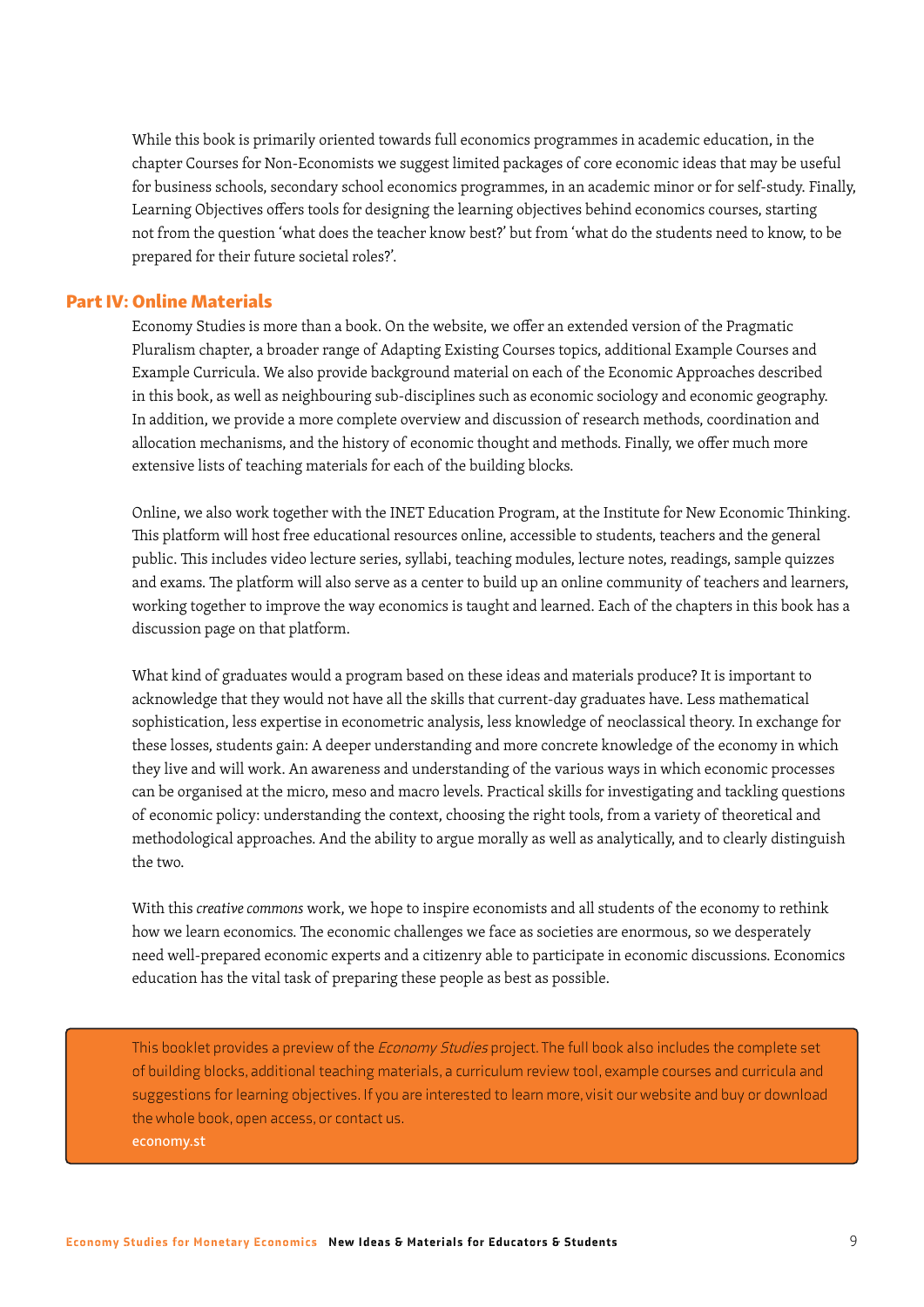While this book is primarily oriented towards full economics programmes in academic education, in the chapter Courses for Non-Economists we suggest limited packages of core economic ideas that may be useful for business schools, secondary school economics programmes, in an academic minor or for self-study. Finally, Learning Objectives offers tools for designing the learning objectives behind economics courses, starting not from the question 'what does the teacher know best?' but from 'what do the students need to know, to be prepared for their future societal roles?'.

## Part IV: Online Materials

Economy Studies is more than a book. On the website, we offer an extended version of the Pragmatic Pluralism chapter, a broader range of Adapting Existing Courses topics, additional Example Courses and Example Curricula. We also provide background material on each of the Economic Approaches described in this book, as well as neighbouring sub-disciplines such as economic sociology and economic geography. In addition, we provide a more complete overview and discussion of research methods, coordination and allocation mechanisms, and the history of economic thought and methods. Finally, we offer much more extensive lists of teaching materials for each of the building blocks.

Online, we also work together with the INET Education Program, at the Institute for New Economic Thinking. This platform will host free educational resources online, accessible to students, teachers and the general public. This includes video lecture series, syllabi, teaching modules, lecture notes, readings, sample quizzes and exams. The platform will also serve as a center to build up an online community of teachers and learners, working together to improve the way economics is taught and learned. Each of the chapters in this book has a discussion page on that platform.

What kind of graduates would a program based on these ideas and materials produce? It is important to acknowledge that they would not have all the skills that current-day graduates have. Less mathematical sophistication, less expertise in econometric analysis, less knowledge of neoclassical theory. In exchange for these losses, students gain: A deeper understanding and more concrete knowledge of the economy in which they live and will work. An awareness and understanding of the various ways in which economic processes can be organised at the micro, meso and macro levels. Practical skills for investigating and tackling questions of economic policy: understanding the context, choosing the right tools, from a variety of theoretical and methodological approaches. And the ability to argue morally as well as analytically, and to clearly distinguish the two.

With this *creative commons* work, we hope to inspire economists and all students of the economy to rethink how we learn economics. The economic challenges we face as societies are enormous, so we desperately need well-prepared economic experts and a citizenry able to participate in economic discussions. Economics education has the vital task of preparing these people as best as possible.

This booklet provides a preview of the *Economy Studies* project. The full book also includes the complete set of building blocks, additional teaching materials, a curriculum review tool, example courses and curricula and suggestions for learning objectives. If you are interested to learn more, visit our website and buy or download the whole book, open access, or contact us.
economy.st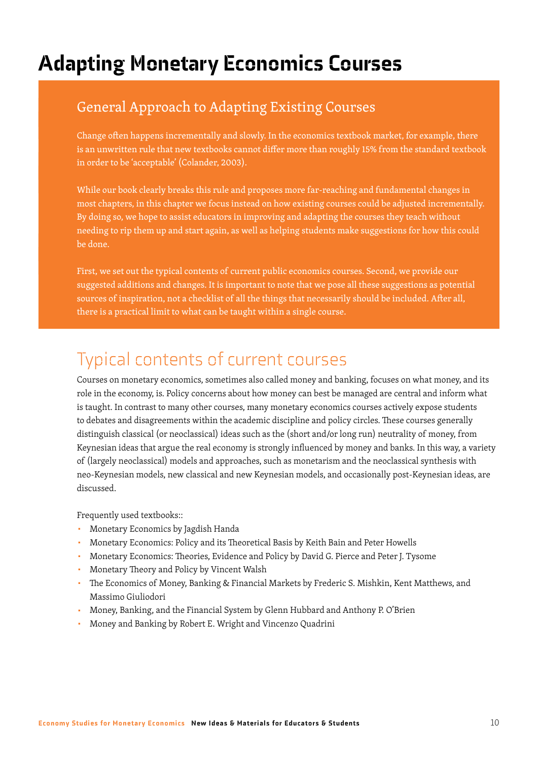# Adapting Monetary Economics Courses

## General Approach to Adapting Existing Courses

Change often happens incrementally and slowly. In the economics textbook market, for example, there is an unwritten rule that new textbooks cannot differ more than roughly 15% from the standard textbook in order to be 'acceptable' (Colander, 2003).

While our book clearly breaks this rule and proposes more far-reaching and fundamental changes in most chapters, in this chapter we focus instead on how existing courses could be adjusted incrementally. By doing so, we hope to assist educators in improving and adapting the courses they teach without needing to rip them up and start again, as well as helping students make suggestions for how this could be done.

First, we set out the typical contents of current public economics courses. Second, we provide our suggested additions and changes. It is important to note that we pose all these suggestions as potential sources of inspiration, not a checklist of all the things that necessarily should be included. After all, there is a practical limit to what can be taught within a single course.

## Typical contents of current courses

Courses on monetary economics, sometimes also called money and banking, focuses on what money, and its role in the economy, is. Policy concerns about how money can best be managed are central and inform what is taught. In contrast to many other courses, many monetary economics courses actively expose students to debates and disagreements within the academic discipline and policy circles. These courses generally distinguish classical (or neoclassical) ideas such as the (short and/or long run) neutrality of money, from Keynesian ideas that argue the real economy is strongly influenced by money and banks. In this way, a variety of (largely neoclassical) models and approaches, such as monetarism and the neoclassical synthesis with neo-Keynesian models, new classical and new Keynesian models, and occasionally post-Keynesian ideas, are discussed.

Frequently used textbooks::

- Monetary Economics by Jagdish Handa
- Monetary Economics: Policy and its Theoretical Basis by Keith Bain and Peter Howells
- Monetary Economics: Theories, Evidence and Policy by David G. Pierce and Peter J. Tysome
- Monetary Theory and Policy by Vincent Walsh
- The Economics of Money, Banking & Financial Markets by Frederic S. Mishkin, Kent Matthews, and Massimo Giuliodori
- Money, Banking, and the Financial System by Glenn Hubbard and Anthony P. O'Brien
- Money and Banking by Robert E. Wright and Vincenzo Quadrini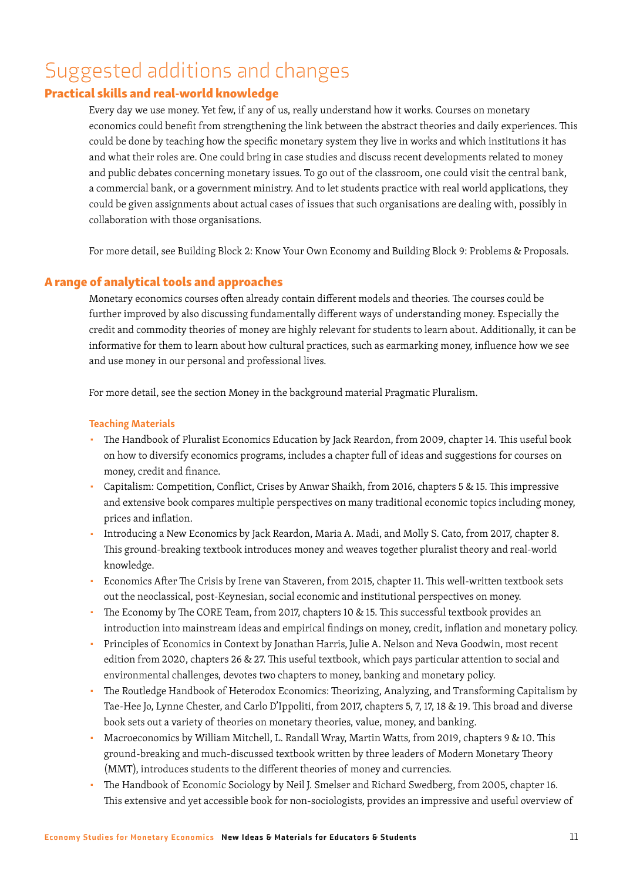# Suggested additions and changes

## Practical skills and real-world knowledge

Every day we use money. Yet few, if any of us, really understand how it works. Courses on monetary economics could benefit from strengthening the link between the abstract theories and daily experiences. This could be done by teaching how the specific monetary system they live in works and which institutions it has and what their roles are. One could bring in case studies and discuss recent developments related to money and public debates concerning monetary issues. To go out of the classroom, one could visit the central bank, a commercial bank, or a government ministry. And to let students practice with real world applications, they could be given assignments about actual cases of issues that such organisations are dealing with, possibly in collaboration with those organisations.

For more detail, see Building Block 2: Know Your Own Economy and Building Block 9: Problems & Proposals.

## A range of analytical tools and approaches

Monetary economics courses often already contain different models and theories. The courses could be further improved by also discussing fundamentally different ways of understanding money. Especially the credit and commodity theories of money are highly relevant for students to learn about. Additionally, it can be informative for them to learn about how cultural practices, such as earmarking money, influence how we see and use money in our personal and professional lives.

For more detail, see the section Money in the background material Pragmatic Pluralism.

### Teaching Materials

- The Handbook of Pluralist Economics Education by Jack Reardon, from 2009, chapter 14. This useful book on how to diversify economics programs, includes a chapter full of ideas and suggestions for courses on money, credit and finance.
- Capitalism: Competition, Conflict, Crises by Anwar Shaikh, from 2016, chapters 5 & 15. This impressive and extensive book compares multiple perspectives on many traditional economic topics including money, prices and inflation.
- Introducing a New Economics by Jack Reardon, Maria A. Madi, and Molly S. Cato, from 2017, chapter 8. This ground-breaking textbook introduces money and weaves together pluralist theory and real-world knowledge.
- Economics After The Crisis by Irene van Staveren, from 2015, chapter 11. This well-written textbook sets out the neoclassical, post-Keynesian, social economic and institutional perspectives on money.
- The Economy by The CORE Team, from 2017, chapters 10 & 15. This successful textbook provides an introduction into mainstream ideas and empirical findings on money, credit, inflation and monetary policy.
- Principles of Economics in Context by Jonathan Harris, Julie A. Nelson and Neva Goodwin, most recent edition from 2020, chapters 26 & 27. This useful textbook, which pays particular attention to social and environmental challenges, devotes two chapters to money, banking and monetary policy.
- The Routledge Handbook of Heterodox Economics: Theorizing, Analyzing, and Transforming Capitalism by Tae-Hee Jo, Lynne Chester, and Carlo D'Ippoliti, from 2017, chapters 5, 7, 17, 18 & 19. This broad and diverse book sets out a variety of theories on monetary theories, value, money, and banking.
- Macroeconomics by William Mitchell, L. Randall Wray, Martin Watts, from 2019, chapters 9 & 10. This ground-breaking and much-discussed textbook written by three leaders of Modern Monetary Theory (MMT), introduces students to the different theories of money and currencies.
- The Handbook of Economic Sociology by Neil J. Smelser and Richard Swedberg, from 2005, chapter 16. This extensive and yet accessible book for non-sociologists, provides an impressive and useful overview of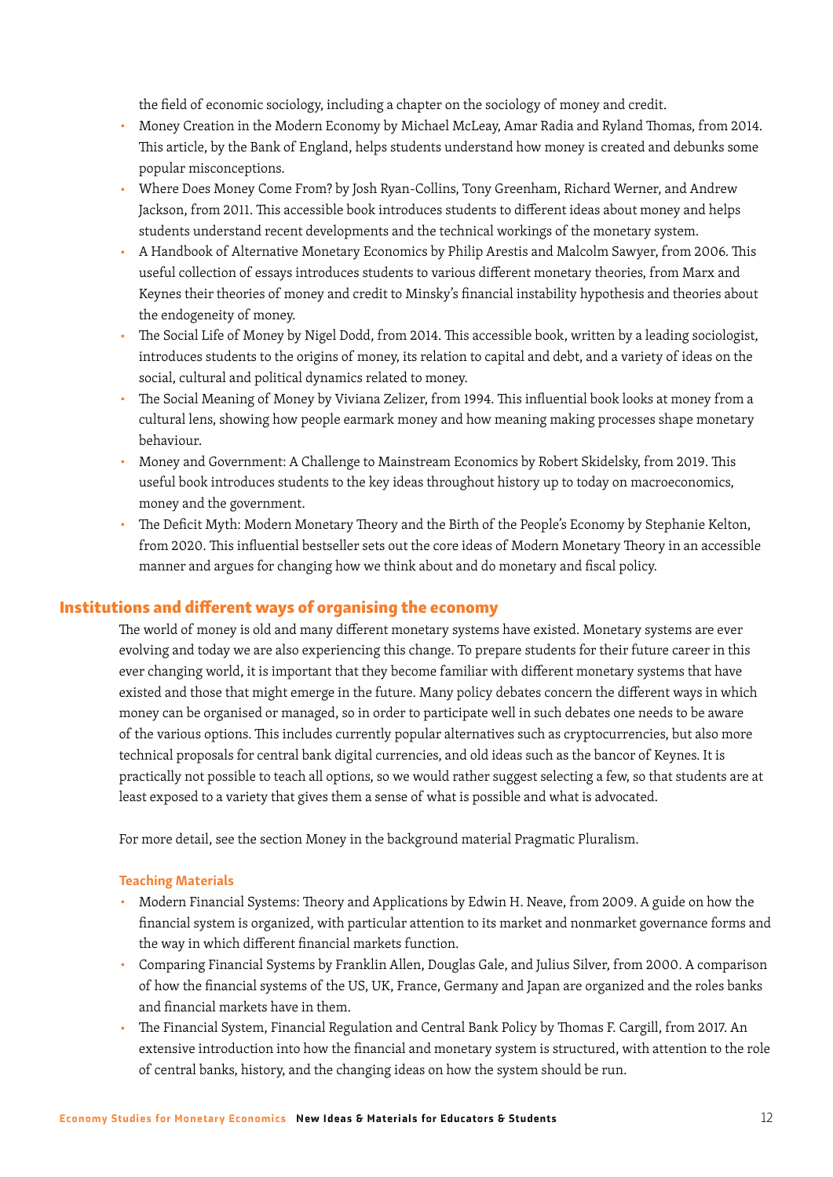the field of economic sociology, including a chapter on the sociology of money and credit.

- Money Creation in the Modern Economy by Michael McLeay, Amar Radia and Ryland Thomas, from 2014. This article, by the Bank of England, helps students understand how money is created and debunks some popular misconceptions.
- Where Does Money Come From? by Josh Ryan-Collins, Tony Greenham, Richard Werner, and Andrew Jackson, from 2011. This accessible book introduces students to different ideas about money and helps students understand recent developments and the technical workings of the monetary system.
- A Handbook of Alternative Monetary Economics by Philip Arestis and Malcolm Sawyer, from 2006. This useful collection of essays introduces students to various different monetary theories, from Marx and Keynes their theories of money and credit to Minsky's financial instability hypothesis and theories about the endogeneity of money.
- The Social Life of Money by Nigel Dodd, from 2014. This accessible book, written by a leading sociologist, introduces students to the origins of money, its relation to capital and debt, and a variety of ideas on the social, cultural and political dynamics related to money.
- The Social Meaning of Money by Viviana Zelizer, from 1994. This influential book looks at money from a cultural lens, showing how people earmark money and how meaning making processes shape monetary behaviour.
- Money and Government: A Challenge to Mainstream Economics by Robert Skidelsky, from 2019. This useful book introduces students to the key ideas throughout history up to today on macroeconomics, money and the government.
- The Deficit Myth: Modern Monetary Theory and the Birth of the People's Economy by Stephanie Kelton, from 2020. This influential bestseller sets out the core ideas of Modern Monetary Theory in an accessible manner and argues for changing how we think about and do monetary and fiscal policy.

## Institutions and different ways of organising the economy

The world of money is old and many different monetary systems have existed. Monetary systems are ever evolving and today we are also experiencing this change. To prepare students for their future career in this ever changing world, it is important that they become familiar with different monetary systems that have existed and those that might emerge in the future. Many policy debates concern the different ways in which money can be organised or managed, so in order to participate well in such debates one needs to be aware of the various options. This includes currently popular alternatives such as cryptocurrencies, but also more technical proposals for central bank digital currencies, and old ideas such as the bancor of Keynes. It is practically not possible to teach all options, so we would rather suggest selecting a few, so that students are at least exposed to a variety that gives them a sense of what is possible and what is advocated.

For more detail, see the section Money in the background material Pragmatic Pluralism.

### Teaching Materials

- Modern Financial Systems: Theory and Applications by Edwin H. Neave, from 2009. A guide on how the financial system is organized, with particular attention to its market and nonmarket governance forms and the way in which different financial markets function.
- Comparing Financial Systems by Franklin Allen, Douglas Gale, and Julius Silver, from 2000. A comparison of how the financial systems of the US, UK, France, Germany and Japan are organized and the roles banks and financial markets have in them.
- The Financial System, Financial Regulation and Central Bank Policy by Thomas F. Cargill, from 2017. An extensive introduction into how the financial and monetary system is structured, with attention to the role of central banks, history, and the changing ideas on how the system should be run.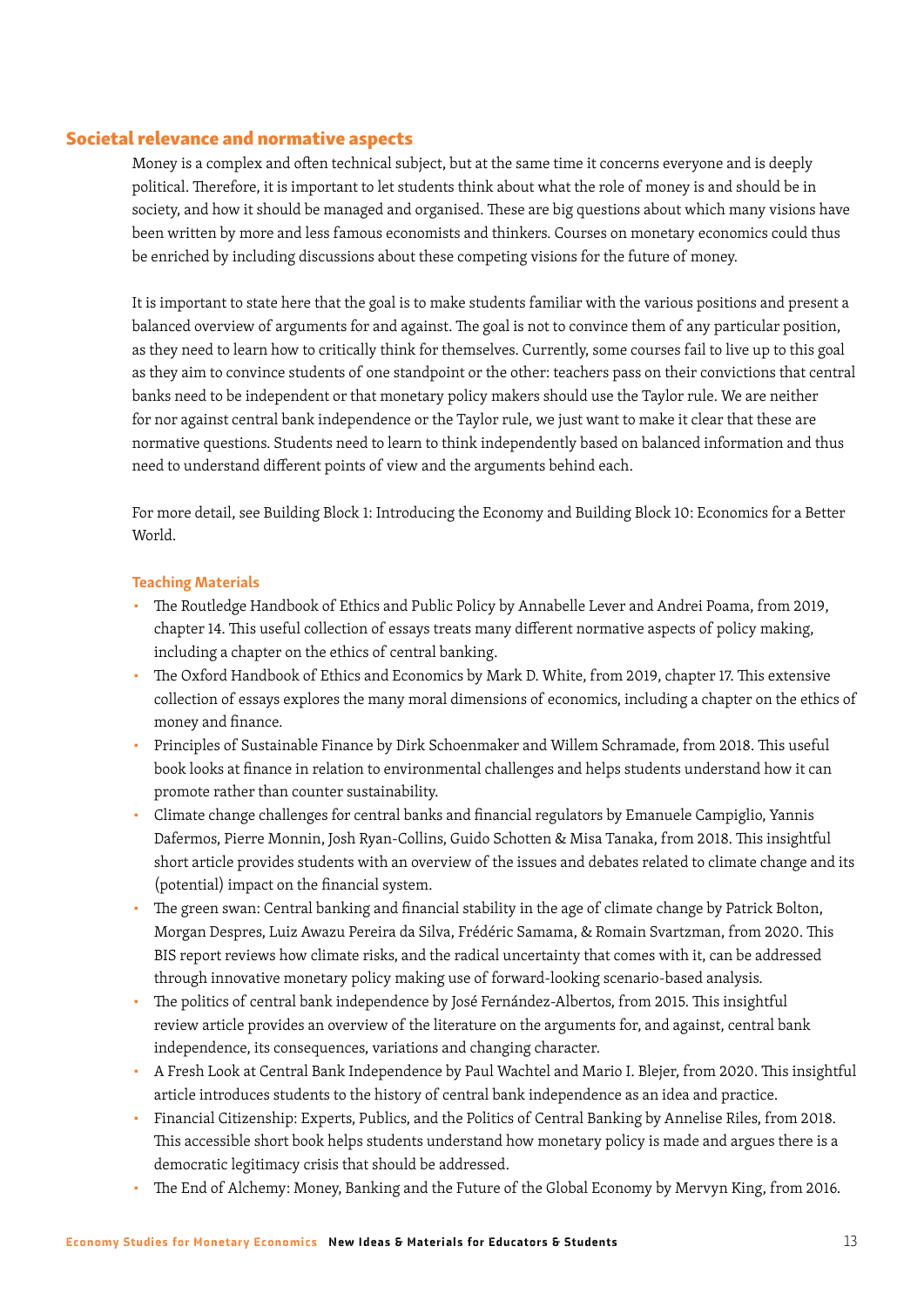## Societal relevance and normative aspects

Money is a complex and often technical subject, but at the same time it concerns everyone and is deeply political. Therefore, it is important to let students think about what the role of money is and should be in society, and how it should be managed and organised. These are big questions about which many visions have been written by more and less famous economists and thinkers. Courses on monetary economics could thus be enriched by including discussions about these competing visions for the future of money.

It is important to state here that the goal is to make students familiar with the various positions and present a balanced overview of arguments for and against. The goal is not to convince them of any particular position, as they need to learn how to critically think for themselves. Currently, some courses fail to live up to this goal as they aim to convince students of one standpoint or the other: teachers pass on their convictions that central banks need to be independent or that monetary policy makers should use the Taylor rule. We are neither for nor against central bank independence or the Taylor rule, we just want to make it clear that these are normative questions. Students need to learn to think independently based on balanced information and thus need to understand different points of view and the arguments behind each.

For more detail, see Building Block 1: Introducing the Economy and Building Block 10: Economics for a Better World.

### Teaching Materials

- The Routledge Handbook of Ethics and Public Policy by Annabelle Lever and Andrei Poama, from 2019, chapter 14. This useful collection of essays treats many different normative aspects of policy making, including a chapter on the ethics of central banking.
- The Oxford Handbook of Ethics and Economics by Mark D. White, from 2019, chapter 17. This extensive collection of essays explores the many moral dimensions of economics, including a chapter on the ethics of money and finance.
- Principles of Sustainable Finance by Dirk Schoenmaker and Willem Schramade, from 2018. This useful book looks at finance in relation to environmental challenges and helps students understand how it can promote rather than counter sustainability.
- Climate change challenges for central banks and financial regulators by Emanuele Campiglio, Yannis Dafermos, Pierre Monnin, Josh Ryan-Collins, Guido Schotten & Misa Tanaka, from 2018. This insightful short article provides students with an overview of the issues and debates related to climate change and its (potential) impact on the financial system.
- The green swan: Central banking and financial stability in the age of climate change by Patrick Bolton, Morgan Despres, Luiz Awazu Pereira da Silva, Frédéric Samama, & Romain Svartzman, from 2020. This BIS report reviews how climate risks, and the radical uncertainty that comes with it, can be addressed through innovative monetary policy making use of forward-looking scenario-based analysis.
- The politics of central bank independence by José Fernández-Albertos, from 2015. This insightful review article provides an overview of the literature on the arguments for, and against, central bank independence, its consequences, variations and changing character.
- A Fresh Look at Central Bank Independence by Paul Wachtel and Mario I. Blejer, from 2020. This insightful article introduces students to the history of central bank independence as an idea and practice.
- Financial Citizenship: Experts, Publics, and the Politics of Central Banking by Annelise Riles, from 2018. This accessible short book helps students understand how monetary policy is made and argues there is a democratic legitimacy crisis that should be addressed.
- The End of Alchemy: Money, Banking and the Future of the Global Economy by Mervyn King, from 2016.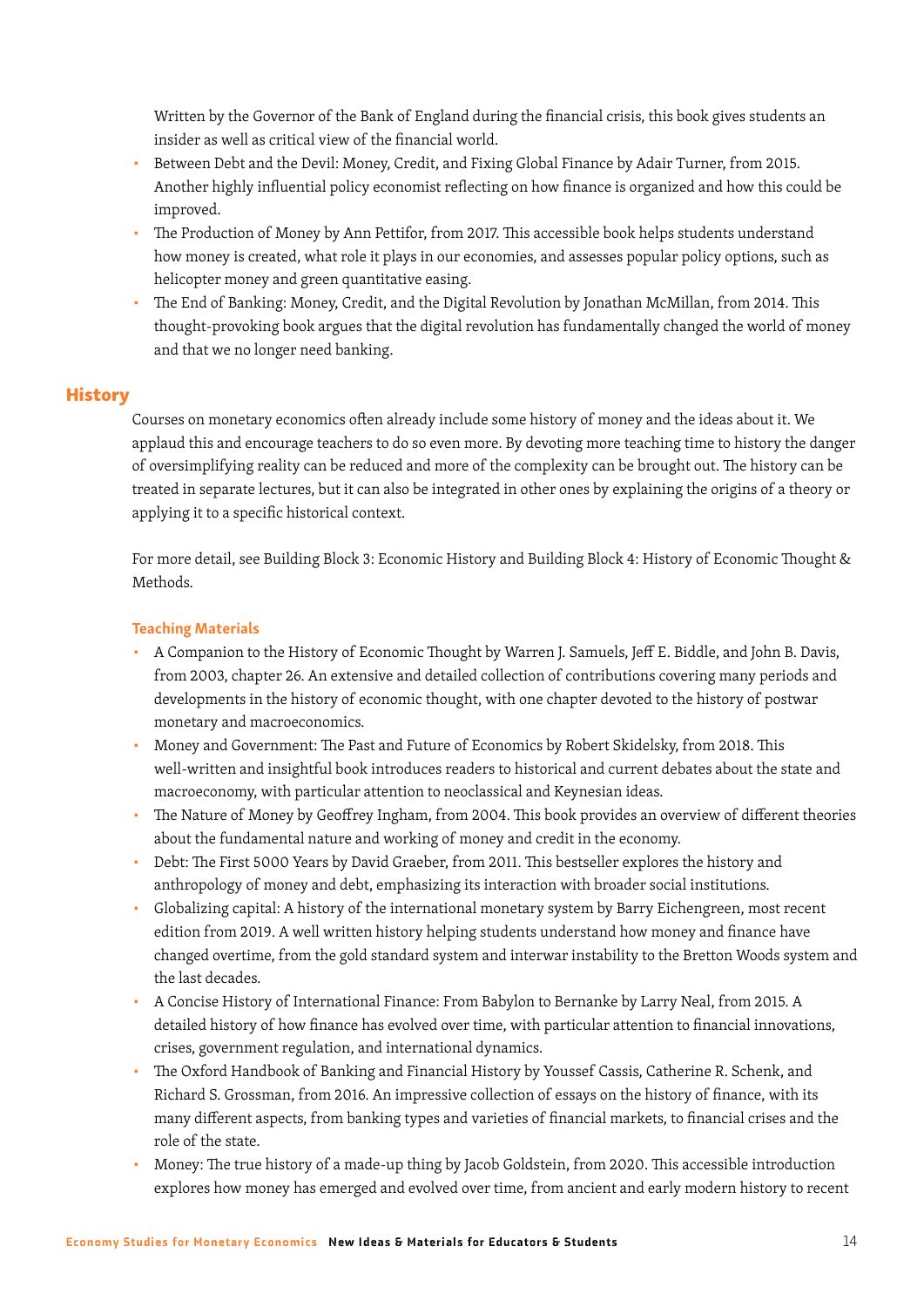Written by the Governor of the Bank of England during the financial crisis, this book gives students an insider as well as critical view of the financial world.

- Between Debt and the Devil: Money, Credit, and Fixing Global Finance by Adair Turner, from 2015. Another highly influential policy economist reflecting on how finance is organized and how this could be improved.
- The Production of Money by Ann Pettifor, from 2017. This accessible book helps students understand how money is created, what role it plays in our economies, and assesses popular policy options, such as helicopter money and green quantitative easing.
- The End of Banking: Money, Credit, and the Digital Revolution by Jonathan McMillan, from 2014. This thought-provoking book argues that the digital revolution has fundamentally changed the world of money and that we no longer need banking.

## History

Courses on monetary economics often already include some history of money and the ideas about it. We applaud this and encourage teachers to do so even more. By devoting more teaching time to history the danger of oversimplifying reality can be reduced and more of the complexity can be brought out. The history can be treated in separate lectures, but it can also be integrated in other ones by explaining the origins of a theory or applying it to a specific historical context.

For more detail, see Building Block 3: Economic History and Building Block 4: History of Economic Thought & Methods.

### Teaching Materials

- A Companion to the History of Economic Thought by Warren J. Samuels, Jeff E. Biddle, and John B. Davis, from 2003, chapter 26. An extensive and detailed collection of contributions covering many periods and developments in the history of economic thought, with one chapter devoted to the history of postwar monetary and macroeconomics.
- Money and Government: The Past and Future of Economics by Robert Skidelsky, from 2018. This well-written and insightful book introduces readers to historical and current debates about the state and macroeconomy, with particular attention to neoclassical and Keynesian ideas.
- The Nature of Money by Geoffrey Ingham, from 2004. This book provides an overview of different theories about the fundamental nature and working of money and credit in the economy.
- Debt: The First 5000 Years by David Graeber, from 2011. This bestseller explores the history and anthropology of money and debt, emphasizing its interaction with broader social institutions.
- Globalizing capital: A history of the international monetary system by Barry Eichengreen, most recent edition from 2019. A well written history helping students understand how money and finance have changed overtime, from the gold standard system and interwar instability to the Bretton Woods system and the last decades.
- A Concise History of International Finance: From Babylon to Bernanke by Larry Neal, from 2015. A detailed history of how finance has evolved over time, with particular attention to financial innovations, crises, government regulation, and international dynamics.
- The Oxford Handbook of Banking and Financial History by Youssef Cassis, Catherine R. Schenk, and Richard S. Grossman, from 2016. An impressive collection of essays on the history of finance, with its many different aspects, from banking types and varieties of financial markets, to financial crises and the role of the state.
- Money: The true history of a made-up thing by Jacob Goldstein, from 2020. This accessible introduction explores how money has emerged and evolved over time, from ancient and early modern history to recent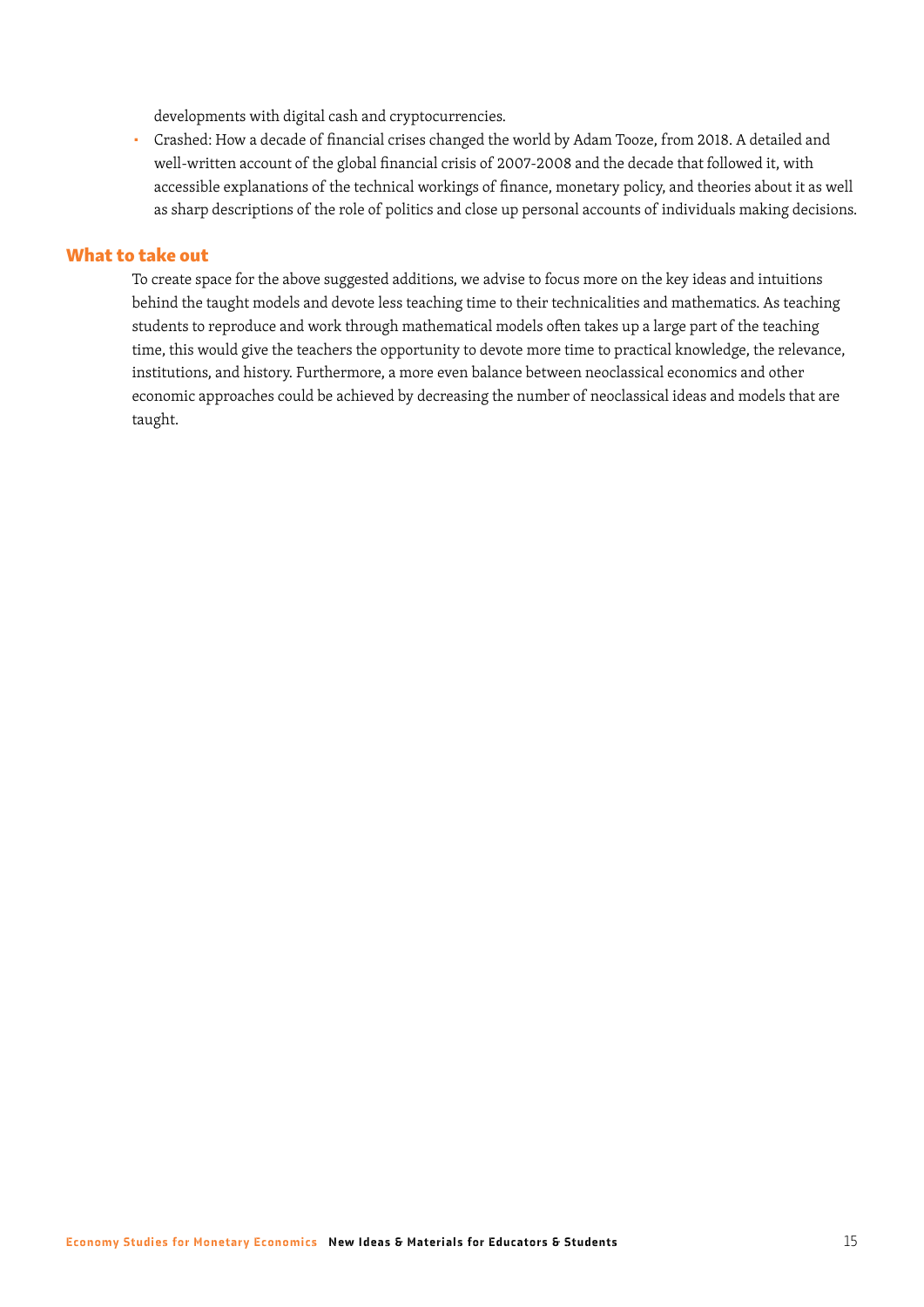developments with digital cash and cryptocurrencies.

- Crashed: How a decade of financial crises changed the world by Adam Tooze, from 2018. A detailed and well-written account of the global financial crisis of 2007-2008 and the decade that followed it, with accessible explanations of the technical workings of finance, monetary policy, and theories about it as well as sharp descriptions of the role of politics and close up personal accounts of individuals making decisions.

### What to take out

To create space for the above suggested additions, we advise to focus more on the key ideas and intuitions behind the taught models and devote less teaching time to their technicalities and mathematics. As teaching students to reproduce and work through mathematical models often takes up a large part of the teaching time, this would give the teachers the opportunity to devote more time to practical knowledge, the relevance, institutions, and history. Furthermore, a more even balance between neoclassical economics and other economic approaches could be achieved by decreasing the number of neoclassical ideas and models that are taught.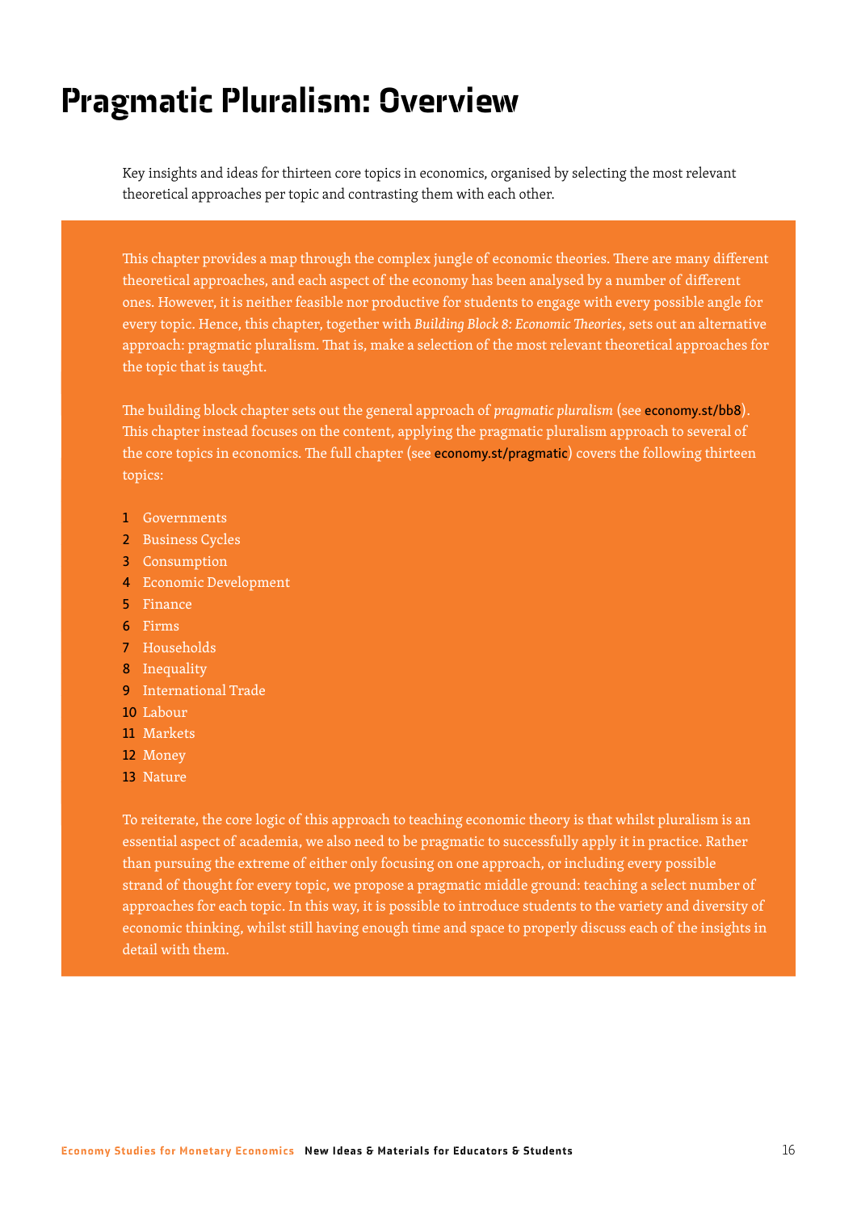# Pragmatic Pluralism: Overview

Key insights and ideas for thirteen core topics in economics, organised by selecting the most relevant theoretical approaches per topic and contrasting them with each other.

This chapter provides a map through the complex jungle of economic theories. There are many different theoretical approaches, and each aspect of the economy has been analysed by a number of different ones. However, it is neither feasible nor productive for students to engage with every possible angle for every topic. Hence, this chapter, together with *Building Block 8: Economic Theories*, sets out an alternative approach: pragmatic pluralism. That is, make a selection of the most relevant theoretical approaches for the topic that is taught.

The building block chapter sets out the general approach of *pragmatic pluralism* (see economy.st/bb8). This chapter instead focuses on the content, applying the pragmatic pluralism approach to several of the core topics in economics. The full chapter (see economy.st/pragmatic) covers the following thirteen topics:

1. Governments
2. Business Cycles
3. Consumption
4. Economic Development
5. Finance
6. Firms
7. Households
8. Inequality
9. International Trade
10. Labour
11. Markets
12. Money
13. Nature

To reiterate, the core logic of this approach to teaching economic theory is that whilst pluralism is an essential aspect of academia, we also need to be pragmatic to successfully apply it in practice. Rather than pursuing the extreme of either only focusing on one approach, or including every possible strand of thought for every topic, we propose a pragmatic middle ground: teaching a select number of approaches for each topic. In this way, it is possible to introduce students to the variety and diversity of economic thinking, whilst still having enough time and space to properly discuss each of the insights in detail with them.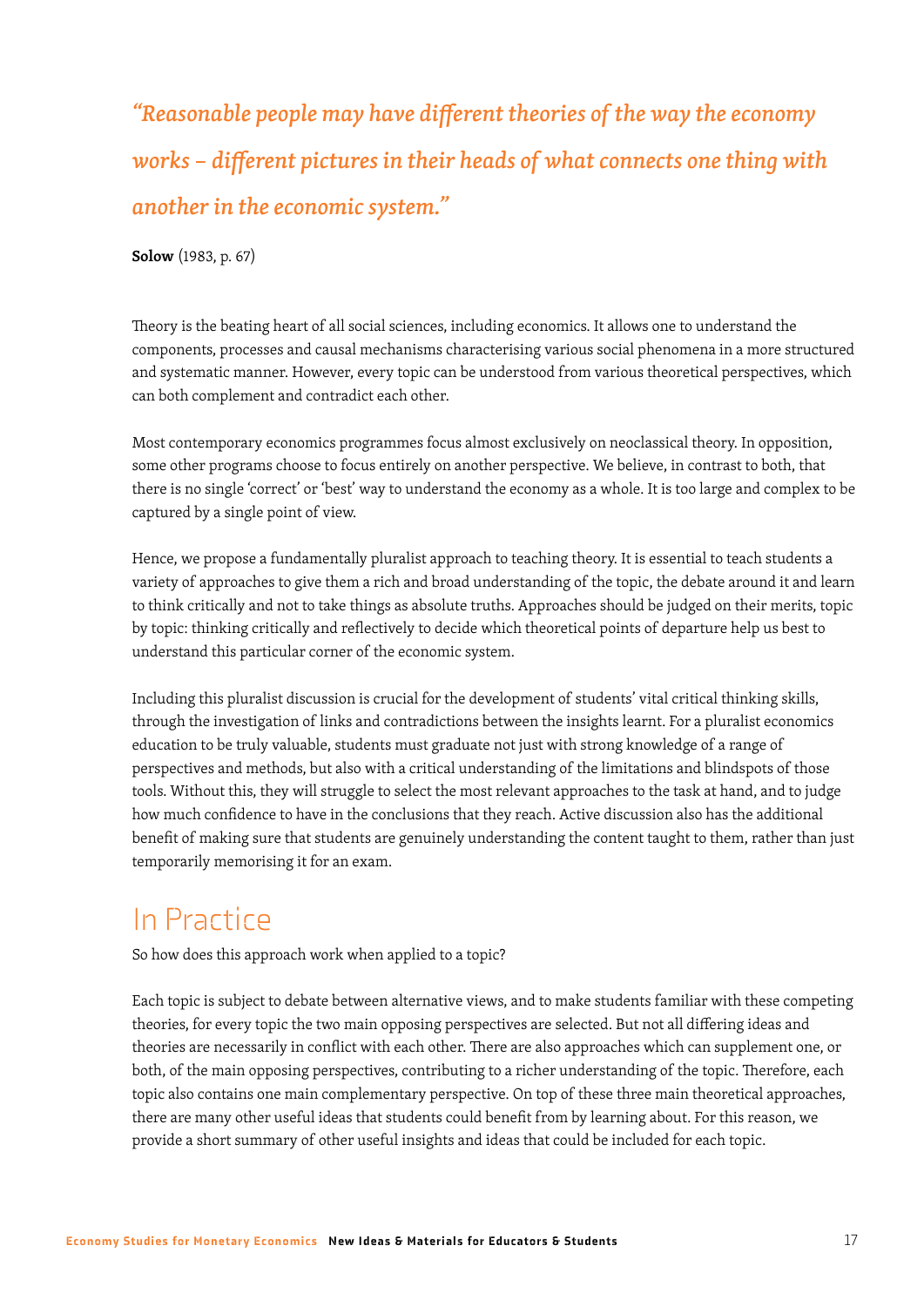*"Reasonable people may have different theories of the way the economy works – different pictures in their heads of what connects one thing with another in the economic system."*

**Solow** (1983, p. 67)

Theory is the beating heart of all social sciences, including economics. It allows one to understand the components, processes and causal mechanisms characterising various social phenomena in a more structured and systematic manner. However, every topic can be understood from various theoretical perspectives, which can both complement and contradict each other.

Most contemporary economics programmes focus almost exclusively on neoclassical theory. In opposition, some other programs choose to focus entirely on another perspective. We believe, in contrast to both, that there is no single 'correct' or 'best' way to understand the economy as a whole. It is too large and complex to be captured by a single point of view.

Hence, we propose a fundamentally pluralist approach to teaching theory. It is essential to teach students a variety of approaches to give them a rich and broad understanding of the topic, the debate around it and learn to think critically and not to take things as absolute truths. Approaches should be judged on their merits, topic by topic: thinking critically and reflectively to decide which theoretical points of departure help us best to understand this particular corner of the economic system.

Including this pluralist discussion is crucial for the development of students' vital critical thinking skills, through the investigation of links and contradictions between the insights learnt. For a pluralist economics education to be truly valuable, students must graduate not just with strong knowledge of a range of perspectives and methods, but also with a critical understanding of the limitations and blindspots of those tools. Without this, they will struggle to select the most relevant approaches to the task at hand, and to judge how much confidence to have in the conclusions that they reach. Active discussion also has the additional benefit of making sure that students are genuinely understanding the content taught to them, rather than just temporarily memorising it for an exam.

## In Practice

So how does this approach work when applied to a topic?

Each topic is subject to debate between alternative views, and to make students familiar with these competing theories, for every topic the two main opposing perspectives are selected. But not all differing ideas and theories are necessarily in conflict with each other. There are also approaches which can supplement one, or both, of the main opposing perspectives, contributing to a richer understanding of the topic. Therefore, each topic also contains one main complementary perspective. On top of these three main theoretical approaches, there are many other useful ideas that students could benefit from by learning about. For this reason, we provide a short summary of other useful insights and ideas that could be included for each topic.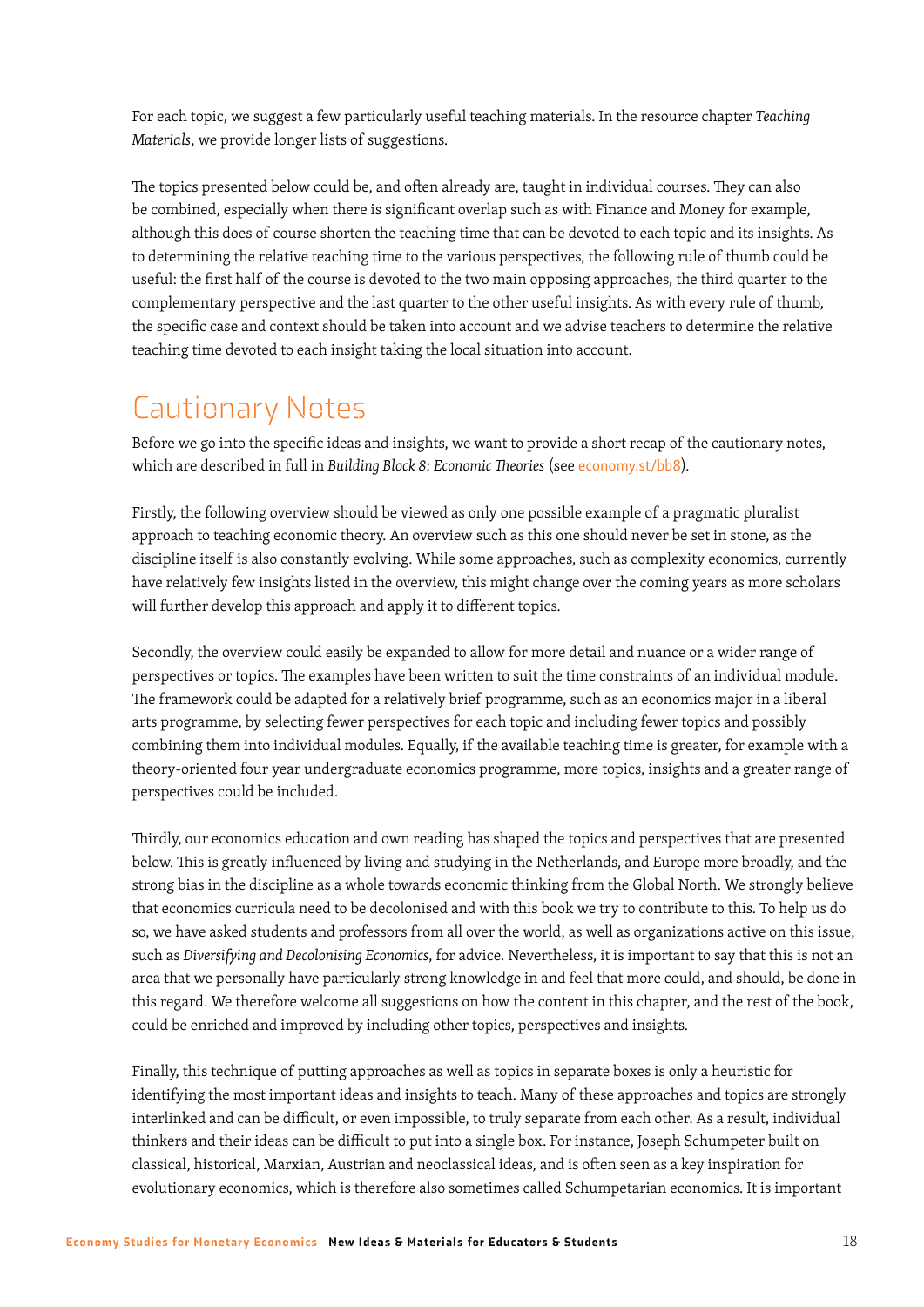For each topic, we suggest a few particularly useful teaching materials. In the resource chapter *Teaching Materials*, we provide longer lists of suggestions.

The topics presented below could be, and often already are, taught in individual courses. They can also be combined, especially when there is significant overlap such as with Finance and Money for example, although this does of course shorten the teaching time that can be devoted to each topic and its insights. As to determining the relative teaching time to the various perspectives, the following rule of thumb could be useful: the first half of the course is devoted to the two main opposing approaches, the third quarter to the complementary perspective and the last quarter to the other useful insights. As with every rule of thumb, the specific case and context should be taken into account and we advise teachers to determine the relative teaching time devoted to each insight taking the local situation into account.

## Cautionary Notes

Before we go into the specific ideas and insights, we want to provide a short recap of the cautionary notes, which are described in full in *Building Block 8: Economic Theories* (see economy.st/bb8).

Firstly, the following overview should be viewed as only one possible example of a pragmatic pluralist approach to teaching economic theory. An overview such as this one should never be set in stone, as the discipline itself is also constantly evolving. While some approaches, such as complexity economics, currently have relatively few insights listed in the overview, this might change over the coming years as more scholars will further develop this approach and apply it to different topics.

Secondly, the overview could easily be expanded to allow for more detail and nuance or a wider range of perspectives or topics. The examples have been written to suit the time constraints of an individual module. The framework could be adapted for a relatively brief programme, such as an economics major in a liberal arts programme, by selecting fewer perspectives for each topic and including fewer topics and possibly combining them into individual modules. Equally, if the available teaching time is greater, for example with a theory-oriented four year undergraduate economics programme, more topics, insights and a greater range of perspectives could be included.

Thirdly, our economics education and own reading has shaped the topics and perspectives that are presented below. This is greatly influenced by living and studying in the Netherlands, and Europe more broadly, and the strong bias in the discipline as a whole towards economic thinking from the Global North. We strongly believe that economics curricula need to be decolonised and with this book we try to contribute to this. To help us do so, we have asked students and professors from all over the world, as well as organizations active on this issue, such as *Diversifying and Decolonising Economics*, for advice. Nevertheless, it is important to say that this is not an area that we personally have particularly strong knowledge in and feel that more could, and should, be done in this regard. We therefore welcome all suggestions on how the content in this chapter, and the rest of the book, could be enriched and improved by including other topics, perspectives and insights.

Finally, this technique of putting approaches as well as topics in separate boxes is only a heuristic for identifying the most important ideas and insights to teach. Many of these approaches and topics are strongly interlinked and can be difficult, or even impossible, to truly separate from each other. As a result, individual thinkers and their ideas can be difficult to put into a single box. For instance, Joseph Schumpeter built on classical, historical, Marxian, Austrian and neoclassical ideas, and is often seen as a key inspiration for evolutionary economics, which is therefore also sometimes called Schumpetarian economics. It is important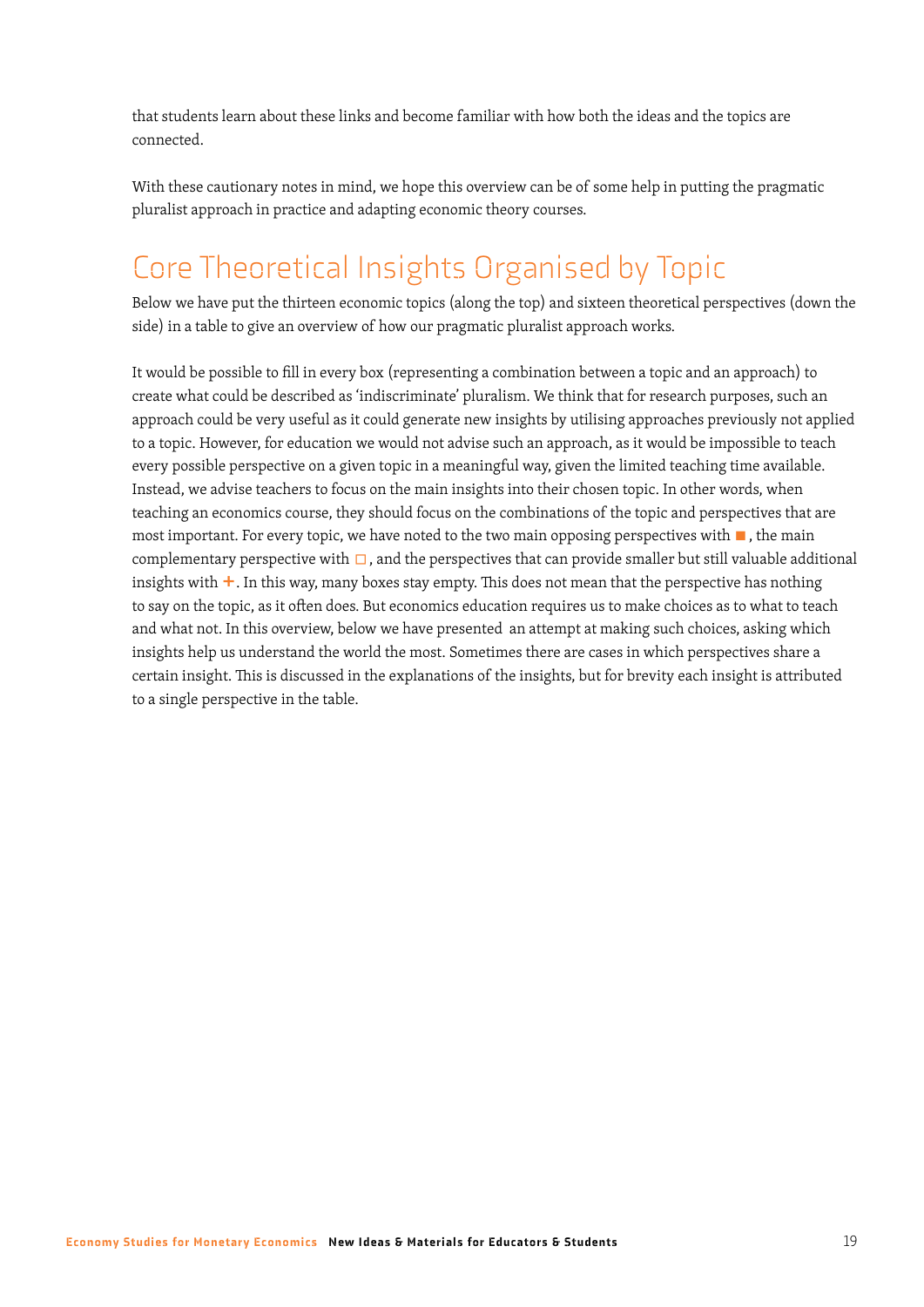that students learn about these links and become familiar with how both the ideas and the topics are connected.

With these cautionary notes in mind, we hope this overview can be of some help in putting the pragmatic pluralist approach in practice and adapting economic theory courses.

# Core Theoretical Insights Organised by Topic

Below we have put the thirteen economic topics (along the top) and sixteen theoretical perspectives (down the side) in a table to give an overview of how our pragmatic pluralist approach works.

It would be possible to fill in every box (representing a combination between a topic and an approach) to create what could be described as 'indiscriminate' pluralism. We think that for research purposes, such an approach could be very useful as it could generate new insights by utilising approaches previously not applied to a topic. However, for education we would not advise such an approach, as it would be impossible to teach every possible perspective on a given topic in a meaningful way, given the limited teaching time available. Instead, we advise teachers to focus on the main insights into their chosen topic. In other words, when teaching an economics course, they should focus on the combinations of the topic and perspectives that are most important. For every topic, we have noted to the two main opposing perspectives with ■ , the main complementary perspective with □ , and the perspectives that can provide smaller but still valuable additional insights with +. In this way, many boxes stay empty. This does not mean that the perspective has nothing to say on the topic, as it often does. But economics education requires us to make choices as to what to teach and what not. In this overview, below we have presented an attempt at making such choices, asking which insights help us understand the world the most. Sometimes there are cases in which perspectives share a certain insight. This is discussed in the explanations of the insights, but for brevity each insight is attributed to a single perspective in the table.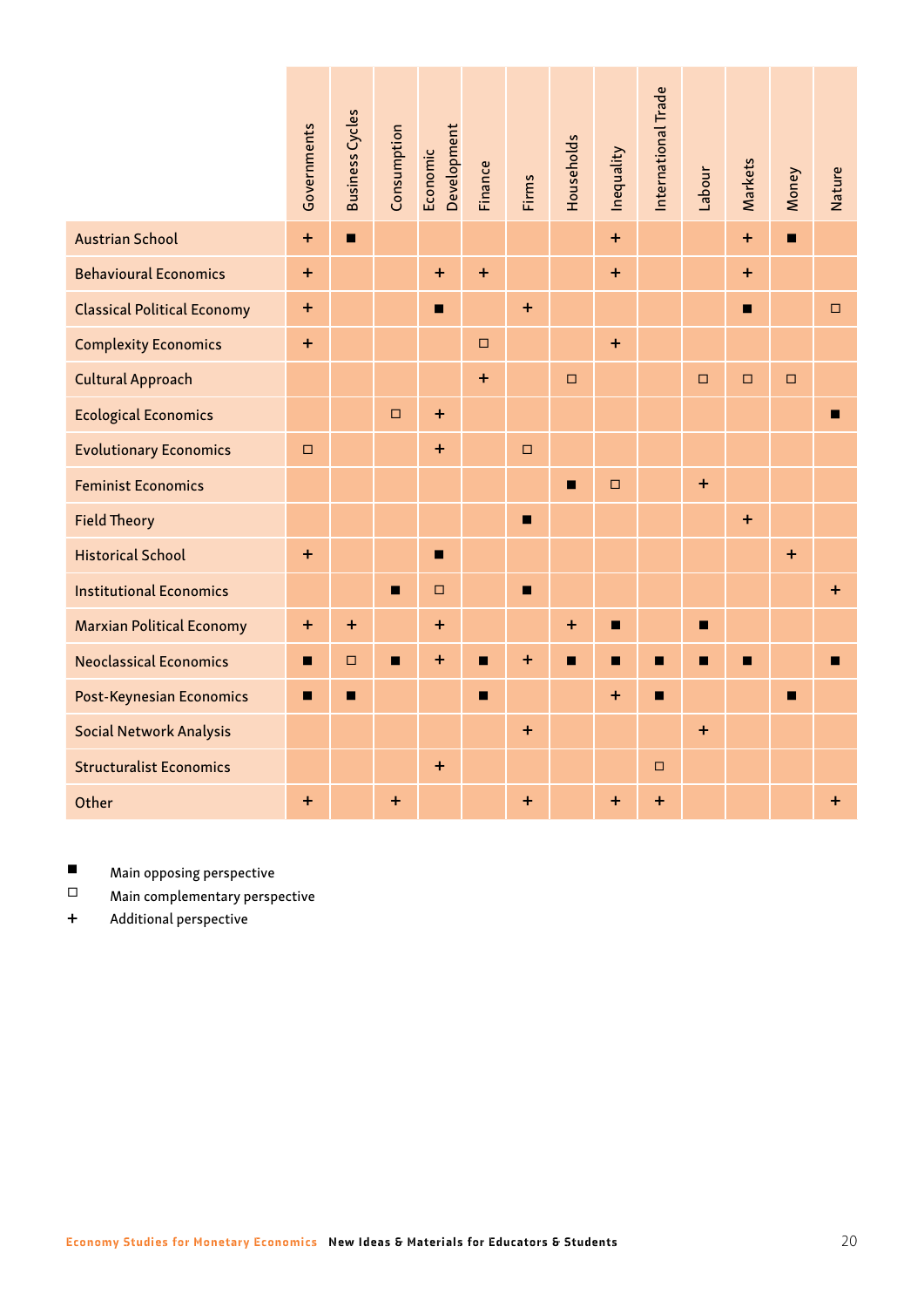| | Governments | Business Cycles | Consumption | Economic Development | Finance | Firms | Households | Inequality | International Trade | Labour | Markets | Money | Nature |
|---|---|---|---|---|---|---|---|---|---|---|---|---|---|
| Austrian School | + | ■ | | | | | | + | | | + | ■ | |
| Behavioural Economics | + | | | + | + | | | + | | | + | | |
| Classical Political Economy | + | | | ■ | | + | | | | | ■ | | □ |
| Complexity Economics | + | | | | □ | | | + | | | | | |
| Cultural Approach | | | | | + | | □ | | | □ | □ | □ | |
| Ecological Economics | | | □ | + | | | | | | | | | ■ |
| Evolutionary Economics | □ | | | + | | □ | | | | | | | |
| Feminist Economics | | | | | | | ■ | □ | | + | | | |
| Field Theory | | | | | | ■ | | | | | + | | |
| Historical School | + | | | ■ | | | | | | | | + | |
| Institutional Economics | | | ■ | □ | | ■ | | | | | | | + |
| Marxian Political Economy | + | + | | + | | | + | ■ | | ■ | | | |
| Neoclassical Economics | ■ | □ | ■ | + | ■ | + | ■ | ■ | ■ | ■ | ■ | | ■ |
| Post-Keynesian Economics | ■ | ■ | | | ■ | | | + | ■ | | | ■ | |
| Social Network Analysis | | | | | | + | | | | + | | | |
| Structuralist Economics | | | | + | | | | | □ | | | | |
| Other | + | | + | | | + | | + | + | | | | + |

■ Main opposing perspective

□ Main complementary perspective

\+ Additional perspective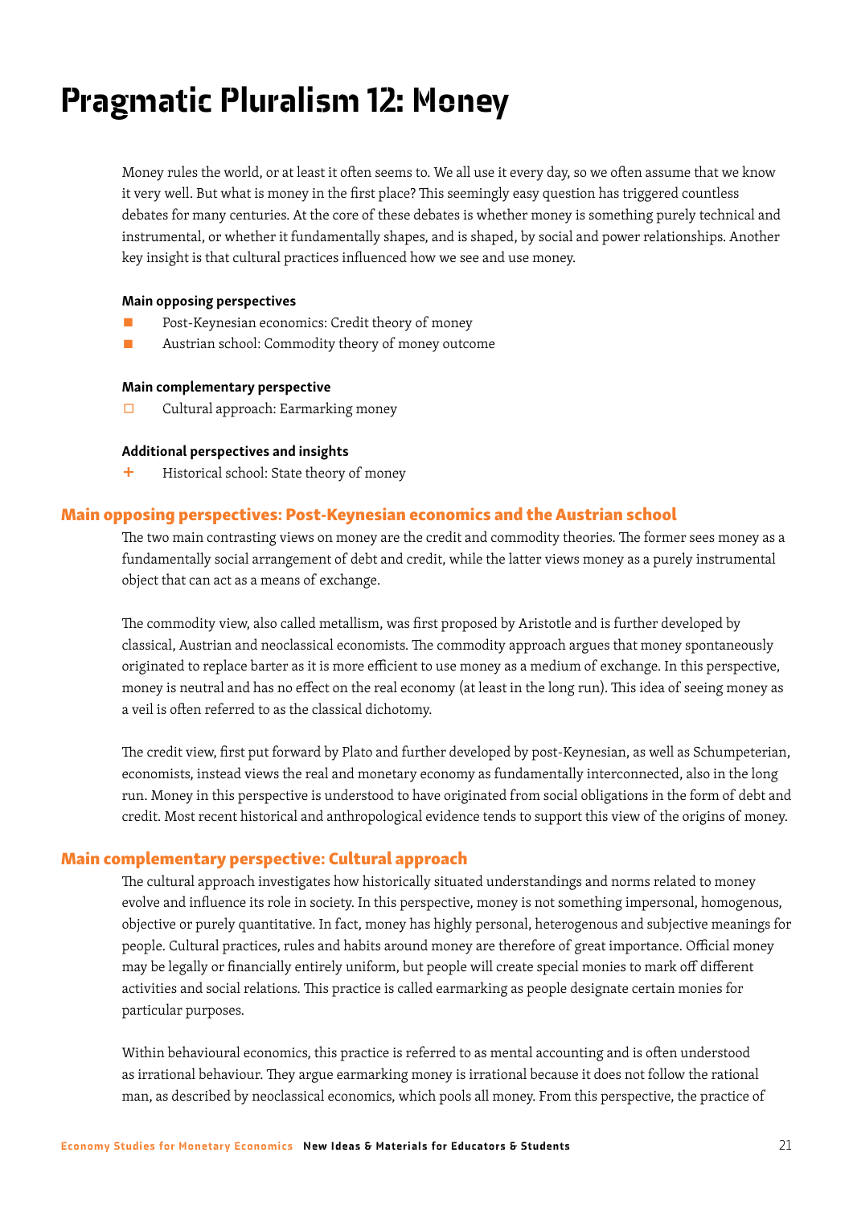# Pragmatic Pluralism 12: Money

Money rules the world, or at least it often seems to. We all use it every day, so we often assume that we know it very well. But what is money in the first place? This seemingly easy question has triggered countless debates for many centuries. At the core of these debates is whether money is something purely technical and instrumental, or whether it fundamentally shapes, and is shaped, by social and power relationships. Another key insight is that cultural practices influenced how we see and use money.

**Main opposing perspectives**

- Post-Keynesian economics: Credit theory of money
- Austrian school: Commodity theory of money outcome

**Main complementary perspective**

- Cultural approach: Earmarking money

**Additional perspectives and insights**

- Historical school: State theory of money

## Main opposing perspectives: Post-Keynesian economics and the Austrian school

The two main contrasting views on money are the credit and commodity theories. The former sees money as a fundamentally social arrangement of debt and credit, while the latter views money as a purely instrumental object that can act as a means of exchange.

The commodity view, also called metallism, was first proposed by Aristotle and is further developed by classical, Austrian and neoclassical economists. The commodity approach argues that money spontaneously originated to replace barter as it is more efficient to use money as a medium of exchange. In this perspective, money is neutral and has no effect on the real economy (at least in the long run). This idea of seeing money as a veil is often referred to as the classical dichotomy.

The credit view, first put forward by Plato and further developed by post-Keynesian, as well as Schumpeterian, economists, instead views the real and monetary economy as fundamentally interconnected, also in the long run. Money in this perspective is understood to have originated from social obligations in the form of debt and credit. Most recent historical and anthropological evidence tends to support this view of the origins of money.

## Main complementary perspective: Cultural approach

The cultural approach investigates how historically situated understandings and norms related to money evolve and influence its role in society. In this perspective, money is not something impersonal, homogenous, objective or purely quantitative. In fact, money has highly personal, heterogenous and subjective meanings for people. Cultural practices, rules and habits around money are therefore of great importance. Official money may be legally or financially entirely uniform, but people will create special monies to mark off different activities and social relations. This practice is called earmarking as people designate certain monies for particular purposes.

Within behavioural economics, this practice is referred to as mental accounting and is often understood as irrational behaviour. They argue earmarking money is irrational because it does not follow the rational man, as described by neoclassical economics, which pools all money. From this perspective, the practice of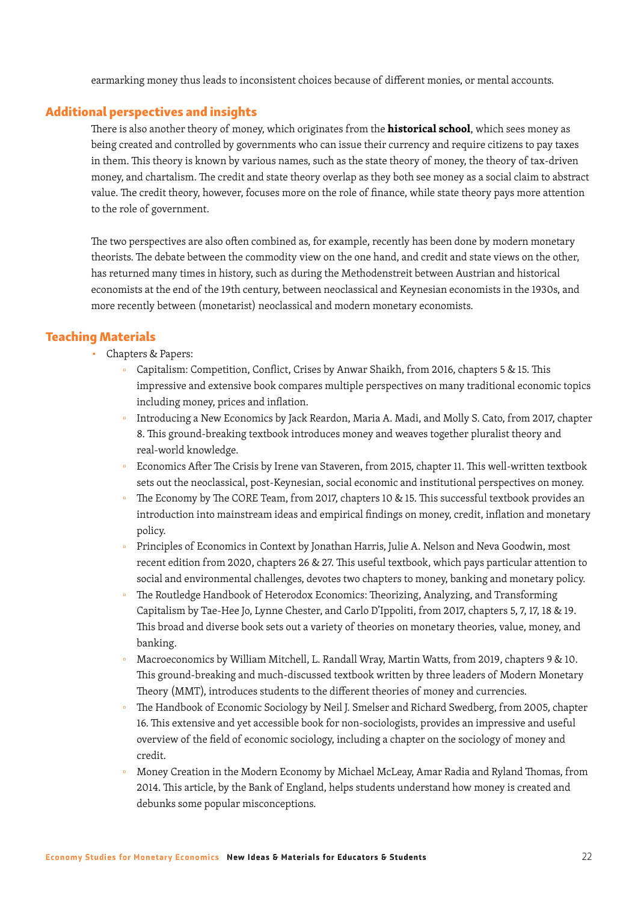earmarking money thus leads to inconsistent choices because of different monies, or mental accounts.

## Additional perspectives and insights

There is also another theory of money, which originates from the **historical school**, which sees money as being created and controlled by governments who can issue their currency and require citizens to pay taxes in them. This theory is known by various names, such as the state theory of money, the theory of tax-driven money, and chartalism. The credit and state theory overlap as they both see money as a social claim to abstract value. The credit theory, however, focuses more on the role of finance, while state theory pays more attention to the role of government.

The two perspectives are also often combined as, for example, recently has been done by modern monetary theorists. The debate between the commodity view on the one hand, and credit and state views on the other, has returned many times in history, such as during the Methodenstreit between Austrian and historical economists at the end of the 19th century, between neoclassical and Keynesian economists in the 1930s, and more recently between (monetarist) neoclassical and modern monetary economists.

## Teaching Materials

- Chapters & Papers:
  - Capitalism: Competition, Conflict, Crises by Anwar Shaikh, from 2016, chapters 5 & 15. This impressive and extensive book compares multiple perspectives on many traditional economic topics including money, prices and inflation.
  - Introducing a New Economics by Jack Reardon, Maria A. Madi, and Molly S. Cato, from 2017, chapter 8. This ground-breaking textbook introduces money and weaves together pluralist theory and real-world knowledge.
  - Economics After The Crisis by Irene van Staveren, from 2015, chapter 11. This well-written textbook sets out the neoclassical, post-Keynesian, social economic and institutional perspectives on money.
  - The Economy by The CORE Team, from 2017, chapters 10 & 15. This successful textbook provides an introduction into mainstream ideas and empirical findings on money, credit, inflation and monetary policy.
  - Principles of Economics in Context by Jonathan Harris, Julie A. Nelson and Neva Goodwin, most recent edition from 2020, chapters 26 & 27. This useful textbook, which pays particular attention to social and environmental challenges, devotes two chapters to money, banking and monetary policy.
  - The Routledge Handbook of Heterodox Economics: Theorizing, Analyzing, and Transforming Capitalism by Tae-Hee Jo, Lynne Chester, and Carlo D'Ippoliti, from 2017, chapters 5, 7, 17, 18 & 19. This broad and diverse book sets out a variety of theories on monetary theories, value, money, and banking.
  - Macroeconomics by William Mitchell, L. Randall Wray, Martin Watts, from 2019, chapters 9 & 10. This ground-breaking and much-discussed textbook written by three leaders of Modern Monetary Theory (MMT), introduces students to the different theories of money and currencies.
  - The Handbook of Economic Sociology by Neil J. Smelser and Richard Swedberg, from 2005, chapter 16. This extensive and yet accessible book for non-sociologists, provides an impressive and useful overview of the field of economic sociology, including a chapter on the sociology of money and credit.
  - Money Creation in the Modern Economy by Michael McLeay, Amar Radia and Ryland Thomas, from 2014. This article, by the Bank of England, helps students understand how money is created and debunks some popular misconceptions.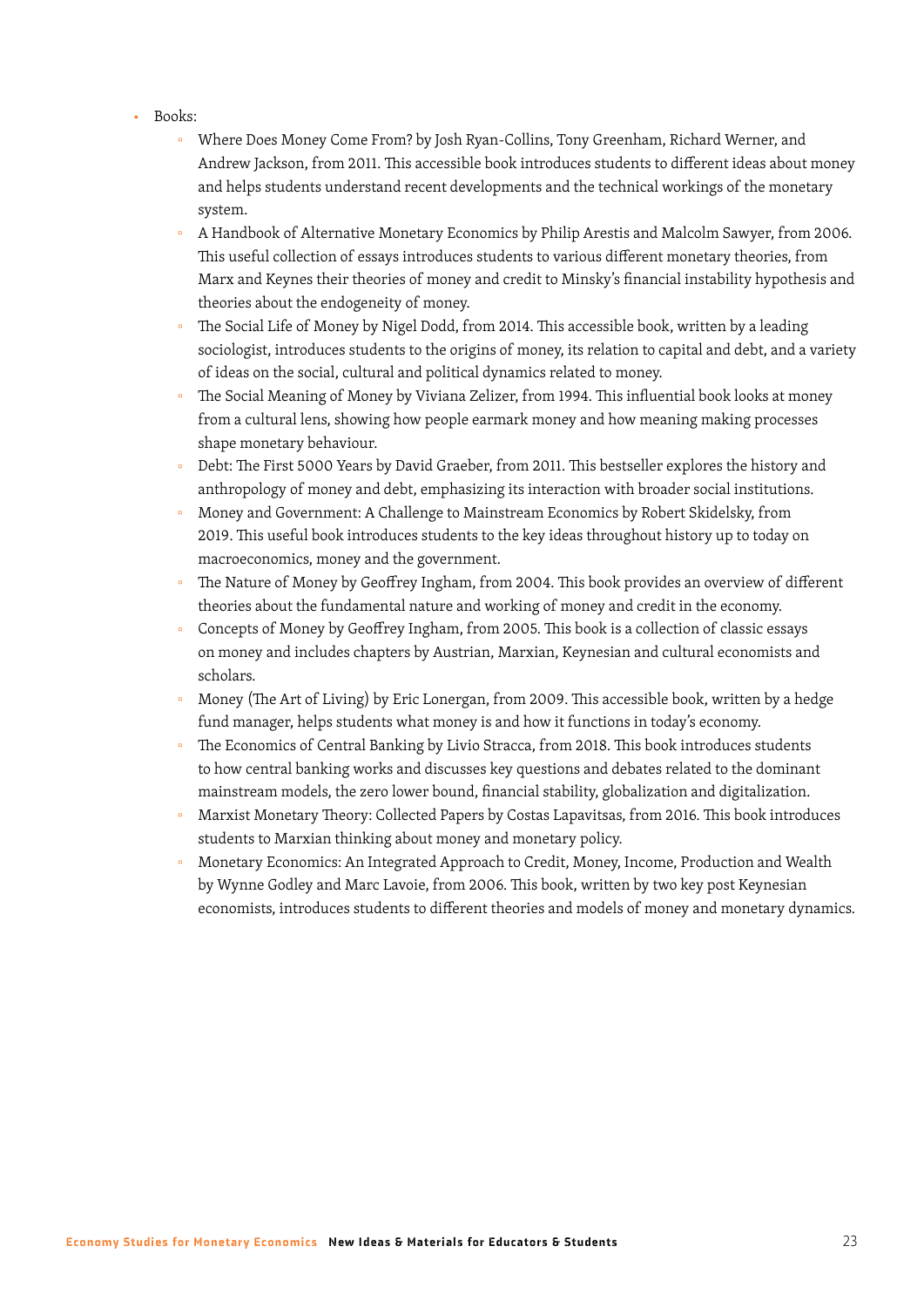- Books:
    - Where Does Money Come From? by Josh Ryan-Collins, Tony Greenham, Richard Werner, and Andrew Jackson, from 2011. This accessible book introduces students to different ideas about money and helps students understand recent developments and the technical workings of the monetary system.
    - A Handbook of Alternative Monetary Economics by Philip Arestis and Malcolm Sawyer, from 2006. This useful collection of essays introduces students to various different monetary theories, from Marx and Keynes their theories of money and credit to Minsky's financial instability hypothesis and theories about the endogeneity of money.
    - The Social Life of Money by Nigel Dodd, from 2014. This accessible book, written by a leading sociologist, introduces students to the origins of money, its relation to capital and debt, and a variety of ideas on the social, cultural and political dynamics related to money.
    - The Social Meaning of Money by Viviana Zelizer, from 1994. This influential book looks at money from a cultural lens, showing how people earmark money and how meaning making processes shape monetary behaviour.
    - Debt: The First 5000 Years by David Graeber, from 2011. This bestseller explores the history and anthropology of money and debt, emphasizing its interaction with broader social institutions.
    - Money and Government: A Challenge to Mainstream Economics by Robert Skidelsky, from 2019. This useful book introduces students to the key ideas throughout history up to today on macroeconomics, money and the government.
    - The Nature of Money by Geoffrey Ingham, from 2004. This book provides an overview of different theories about the fundamental nature and working of money and credit in the economy.
    - Concepts of Money by Geoffrey Ingham, from 2005. This book is a collection of classic essays on money and includes chapters by Austrian, Marxian, Keynesian and cultural economists and scholars.
    - Money (The Art of Living) by Eric Lonergan, from 2009. This accessible book, written by a hedge fund manager, helps students what money is and how it functions in today's economy.
    - The Economics of Central Banking by Livio Stracca, from 2018. This book introduces students to how central banking works and discusses key questions and debates related to the dominant mainstream models, the zero lower bound, financial stability, globalization and digitalization.
    - Marxist Monetary Theory: Collected Papers by Costas Lapavitsas, from 2016. This book introduces students to Marxian thinking about money and monetary policy.
    - Monetary Economics: An Integrated Approach to Credit, Money, Income, Production and Wealth by Wynne Godley and Marc Lavoie, from 2006. This book, written by two key post Keynesian economists, introduces students to different theories and models of money and monetary dynamics.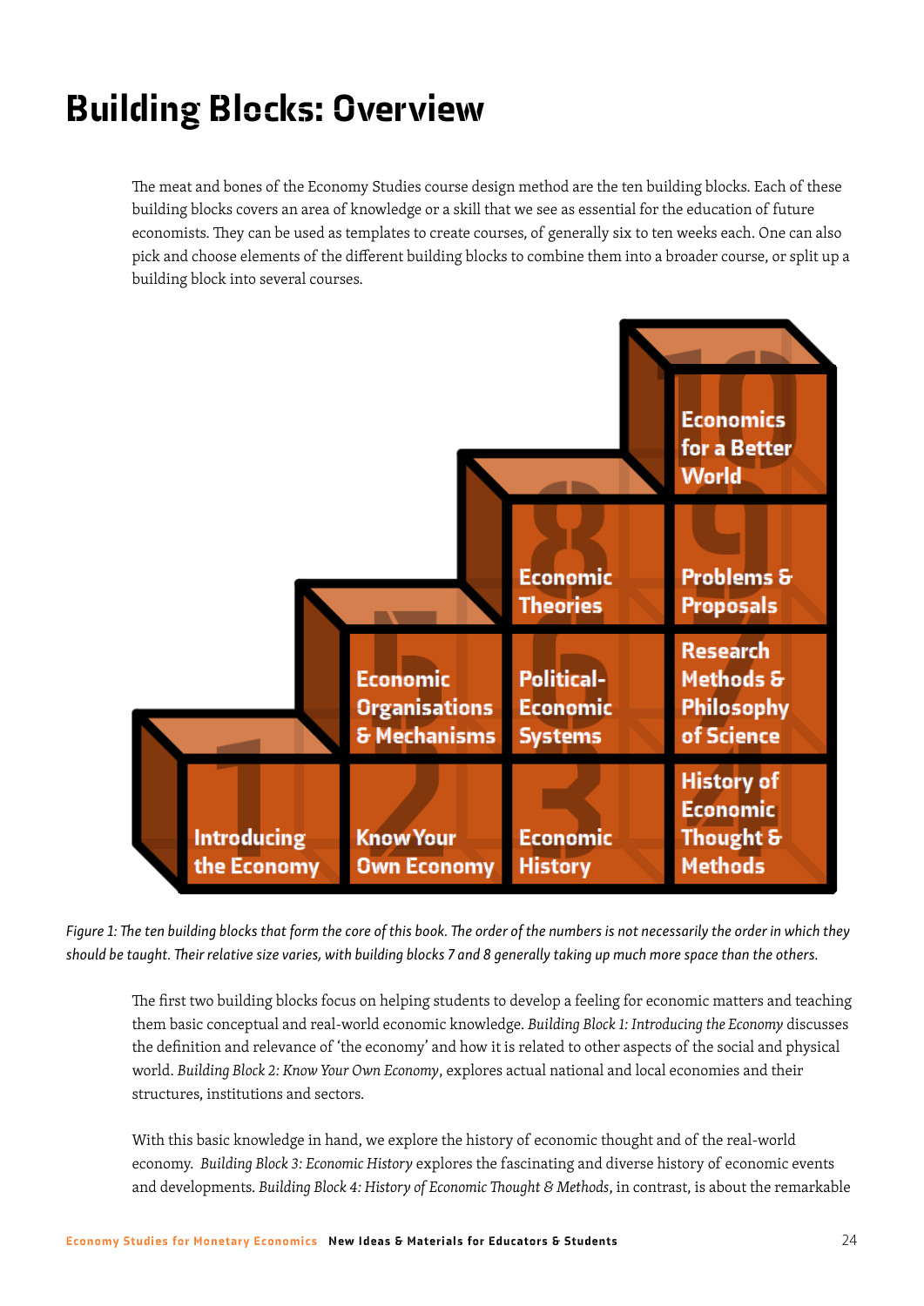# Building Blocks: Overview

The meat and bones of the Economy Studies course design method are the ten building blocks. Each of these building blocks covers an area of knowledge or a skill that we see as essential for the education of future economists. They can be used as templates to create courses, of generally six to ten weeks each. One can also pick and choose elements of the different building blocks to combine them into a broader course, or split up a building block into several courses.

*Figure 1: The ten building blocks that form the core of this book. The order of the numbers is not necessarily the order in which they should be taught. Their relative size varies, with building blocks 7 and 8 generally taking up much more space than the others.*

The first two building blocks focus on helping students to develop a feeling for economic matters and teaching them basic conceptual and real-world economic knowledge. *Building Block 1: Introducing the Economy* discusses the definition and relevance of 'the economy' and how it is related to other aspects of the social and physical world. *Building Block 2: Know Your Own Economy*, explores actual national and local economies and their structures, institutions and sectors.

With this basic knowledge in hand, we explore the history of economic thought and of the real-world economy. *Building Block 3: Economic History* explores the fascinating and diverse history of economic events and developments. *Building Block 4: History of Economic Thought & Methods*, in contrast, is about the remarkable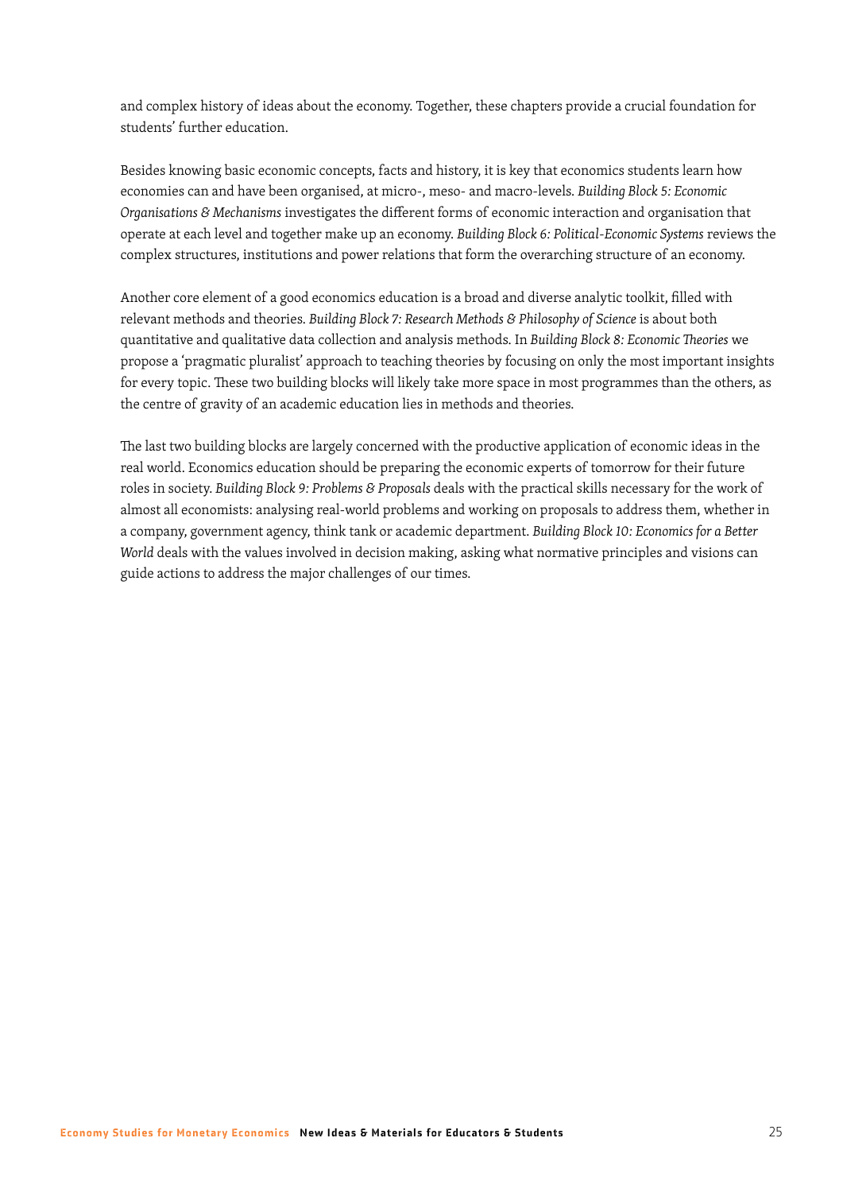and complex history of ideas about the economy. Together, these chapters provide a crucial foundation for students' further education.

Besides knowing basic economic concepts, facts and history, it is key that economics students learn how economies can and have been organised, at micro-, meso- and macro-levels. *Building Block 5: Economic Organisations & Mechanisms* investigates the different forms of economic interaction and organisation that operate at each level and together make up an economy. *Building Block 6: Political-Economic Systems* reviews the complex structures, institutions and power relations that form the overarching structure of an economy.

Another core element of a good economics education is a broad and diverse analytic toolkit, filled with relevant methods and theories. *Building Block 7: Research Methods & Philosophy of Science* is about both quantitative and qualitative data collection and analysis methods. In *Building Block 8: Economic Theories* we propose a 'pragmatic pluralist' approach to teaching theories by focusing on only the most important insights for every topic. These two building blocks will likely take more space in most programmes than the others, as the centre of gravity of an academic education lies in methods and theories.

The last two building blocks are largely concerned with the productive application of economic ideas in the real world. Economics education should be preparing the economic experts of tomorrow for their future roles in society. *Building Block 9: Problems & Proposals* deals with the practical skills necessary for the work of almost all economists: analysing real-world problems and working on proposals to address them, whether in a company, government agency, think tank or academic department. *Building Block 10: Economics for a Better World* deals with the values involved in decision making, asking what normative principles and visions can guide actions to address the major challenges of our times.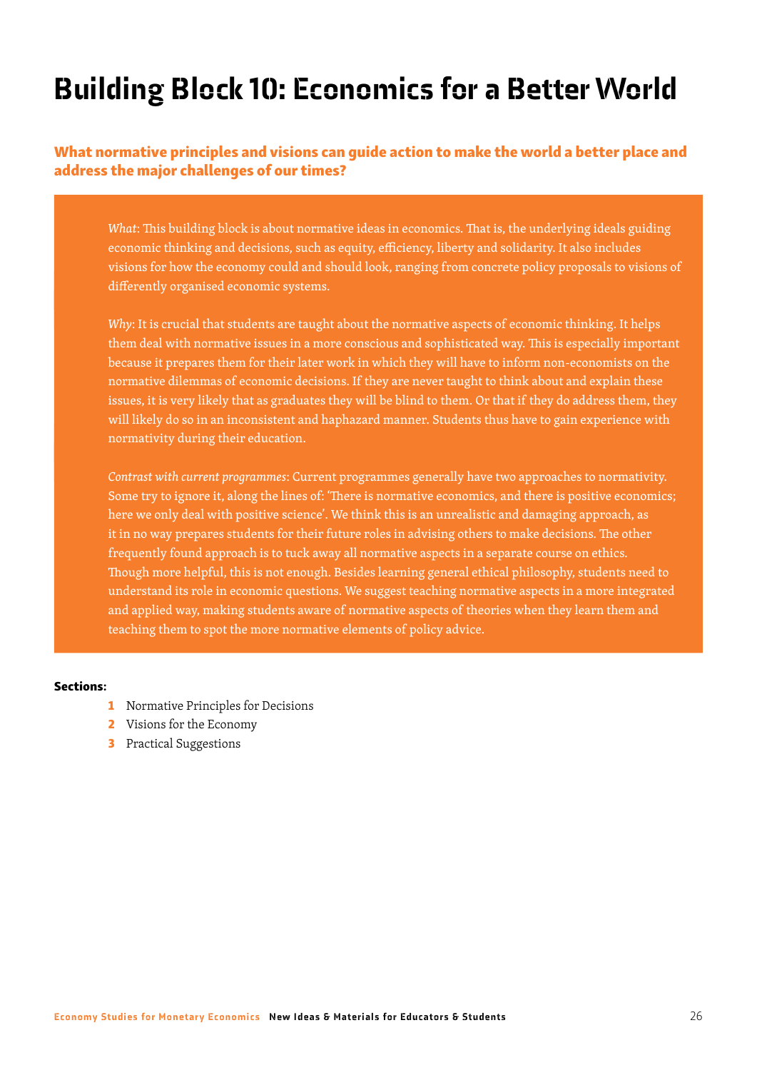# Building Block 10: Economics for a Better World

## What normative principles and visions can guide action to make the world a better place and address the major challenges of our times?

*What*: This building block is about normative ideas in economics. That is, the underlying ideals guiding economic thinking and decisions, such as equity, efficiency, liberty and solidarity. It also includes visions for how the economy could and should look, ranging from concrete policy proposals to visions of differently organised economic systems.

*Why*: It is crucial that students are taught about the normative aspects of economic thinking. It helps them deal with normative issues in a more conscious and sophisticated way. This is especially important because it prepares them for their later work in which they will have to inform non-economists on the normative dilemmas of economic decisions. If they are never taught to think about and explain these issues, it is very likely that as graduates they will be blind to them. Or that if they do address them, they will likely do so in an inconsistent and haphazard manner. Students thus have to gain experience with normativity during their education.

*Contrast with current programmes*: Current programmes generally have two approaches to normativity. Some try to ignore it, along the lines of: 'There is normative economics, and there is positive economics; here we only deal with positive science'. We think this is an unrealistic and damaging approach, as it in no way prepares students for their future roles in advising others to make decisions. The other frequently found approach is to tuck away all normative aspects in a separate course on ethics. Though more helpful, this is not enough. Besides learning general ethical philosophy, students need to understand its role in economic questions. We suggest teaching normative aspects in a more integrated and applied way, making students aware of normative aspects of theories when they learn them and teaching them to spot the more normative elements of policy advice.

**Sections:**

1. Normative Principles for Decisions
2. Visions for the Economy
3. Practical Suggestions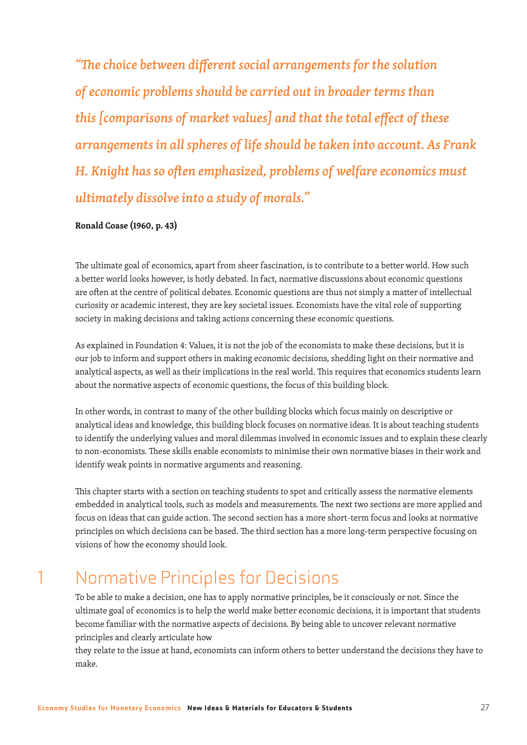*"The choice between different social arrangements for the solution of economic problems should be carried out in broader terms than this [comparisons of market values] and that the total effect of these arrangements in all spheres of life should be taken into account. As Frank H. Knight has so often emphasized, problems of welfare economics must ultimately dissolve into a study of morals."*

**Ronald Coase (1960, p. 43)**

The ultimate goal of economics, apart from sheer fascination, is to contribute to a better world. How such a better world looks however, is hotly debated. In fact, normative discussions about economic questions are often at the centre of political debates. Economic questions are thus not simply a matter of intellectual curiosity or academic interest, they are key societal issues. Economists have the vital role of supporting society in making decisions and taking actions concerning these economic questions.

As explained in Foundation 4: Values, it is not the job of the economists to make these decisions, but it is our job to inform and support others in making economic decisions, shedding light on their normative and analytical aspects, as well as their implications in the real world. This requires that economics students learn about the normative aspects of economic questions, the focus of this building block.

In other words, in contrast to many of the other building blocks which focus mainly on descriptive or analytical ideas and knowledge, this building block focuses on normative ideas. It is about teaching students to identify the underlying values and moral dilemmas involved in economic issues and to explain these clearly to non-economists. These skills enable economists to minimise their own normative biases in their work and identify weak points in normative arguments and reasoning.

This chapter starts with a section on teaching students to spot and critically assess the normative elements embedded in analytical tools, such as models and measurements. The next two sections are more applied and focus on ideas that can guide action. The second section has a more short-term focus and looks at normative principles on which decisions can be based. The third section has a more long-term perspective focusing on visions of how the economy should look.

# 1 Normative Principles for Decisions

To be able to make a decision, one has to apply normative principles, be it consciously or not. Since the ultimate goal of economics is to help the world make better economic decisions, it is important that students become familiar with the normative aspects of decisions. By being able to uncover relevant normative principles and clearly articulate how they relate to the issue at hand, economists can inform others to better understand the decisions they have to make.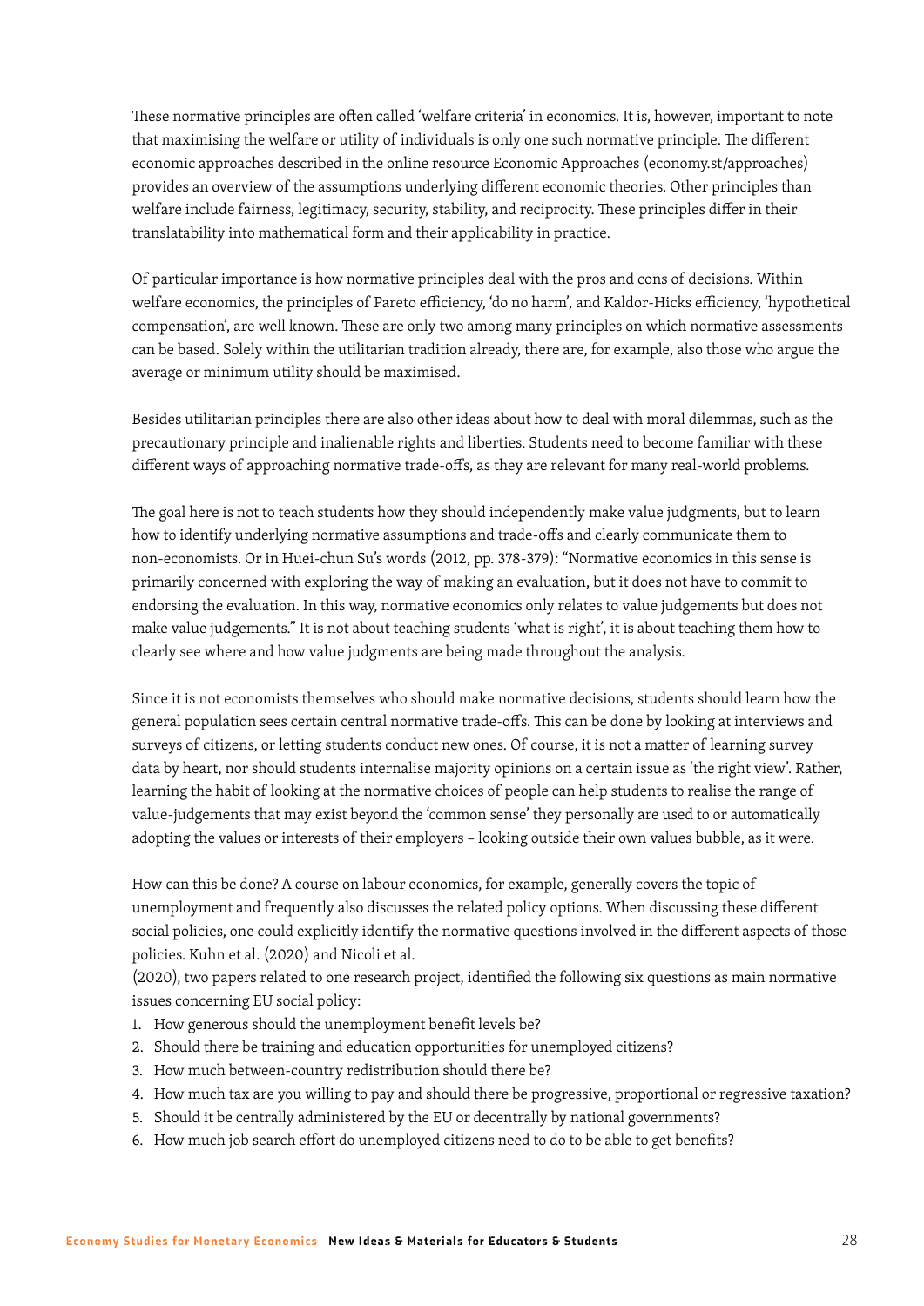These normative principles are often called 'welfare criteria' in economics. It is, however, important to note that maximising the welfare or utility of individuals is only one such normative principle. The different economic approaches described in the online resource Economic Approaches (economy.st/approaches) provides an overview of the assumptions underlying different economic theories. Other principles than welfare include fairness, legitimacy, security, stability, and reciprocity. These principles differ in their translatability into mathematical form and their applicability in practice.

Of particular importance is how normative principles deal with the pros and cons of decisions. Within welfare economics, the principles of Pareto efficiency, 'do no harm', and Kaldor-Hicks efficiency, 'hypothetical compensation', are well known. These are only two among many principles on which normative assessments can be based. Solely within the utilitarian tradition already, there are, for example, also those who argue the average or minimum utility should be maximised.

Besides utilitarian principles there are also other ideas about how to deal with moral dilemmas, such as the precautionary principle and inalienable rights and liberties. Students need to become familiar with these different ways of approaching normative trade-offs, as they are relevant for many real-world problems.

The goal here is not to teach students how they should independently make value judgments, but to learn how to identify underlying normative assumptions and trade-offs and clearly communicate them to non-economists. Or in Huei-chun Su's words (2012, pp. 378-379): "Normative economics in this sense is primarily concerned with exploring the way of making an evaluation, but it does not have to commit to endorsing the evaluation. In this way, normative economics only relates to value judgements but does not make value judgements." It is not about teaching students 'what is right', it is about teaching them how to clearly see where and how value judgments are being made throughout the analysis.

Since it is not economists themselves who should make normative decisions, students should learn how the general population sees certain central normative trade-offs. This can be done by looking at interviews and surveys of citizens, or letting students conduct new ones. Of course, it is not a matter of learning survey data by heart, nor should students internalise majority opinions on a certain issue as 'the right view'. Rather, learning the habit of looking at the normative choices of people can help students to realise the range of value-judgements that may exist beyond the 'common sense' they personally are used to or automatically adopting the values or interests of their employers – looking outside their own values bubble, as it were.

How can this be done? A course on labour economics, for example, generally covers the topic of unemployment and frequently also discusses the related policy options. When discussing these different social policies, one could explicitly identify the normative questions involved in the different aspects of those policies. Kuhn et al. (2020) and Nicoli et al. (2020), two papers related to one research project, identified the following six questions as main normative issues concerning EU social policy:

1. How generous should the unemployment benefit levels be?
2. Should there be training and education opportunities for unemployed citizens?
3. How much between-country redistribution should there be?
4. How much tax are you willing to pay and should there be progressive, proportional or regressive taxation?
5. Should it be centrally administered by the EU or decentrally by national governments?
6. How much job search effort do unemployed citizens need to do to be able to get benefits?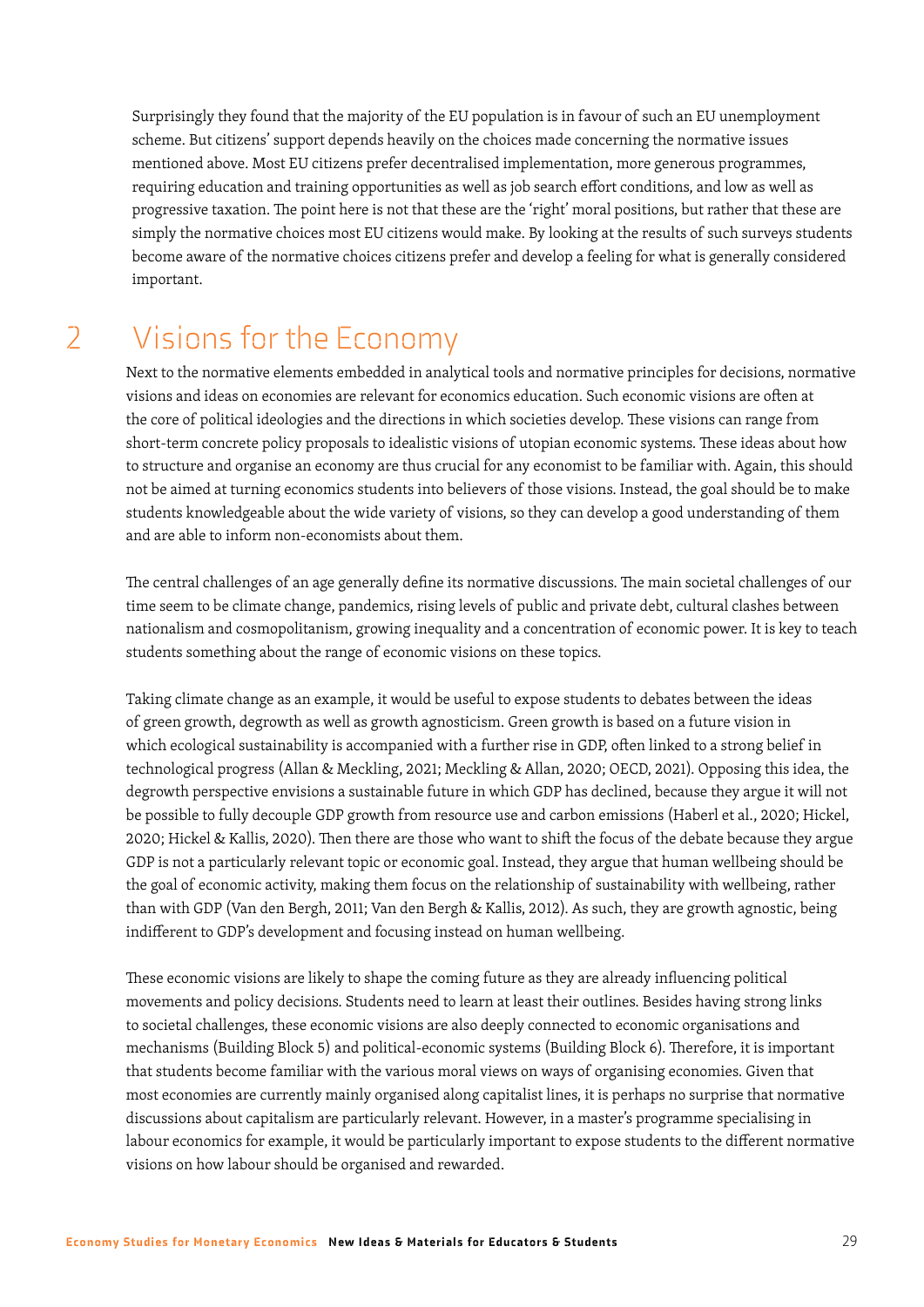Surprisingly they found that the majority of the EU population is in favour of such an EU unemployment scheme. But citizens' support depends heavily on the choices made concerning the normative issues mentioned above. Most EU citizens prefer decentralised implementation, more generous programmes, requiring education and training opportunities as well as job search effort conditions, and low as well as progressive taxation. The point here is not that these are the 'right' moral positions, but rather that these are simply the normative choices most EU citizens would make. By looking at the results of such surveys students become aware of the normative choices citizens prefer and develop a feeling for what is generally considered important.

## 2 Visions for the Economy

Next to the normative elements embedded in analytical tools and normative principles for decisions, normative visions and ideas on economies are relevant for economics education. Such economic visions are often at the core of political ideologies and the directions in which societies develop. These visions can range from short-term concrete policy proposals to idealistic visions of utopian economic systems. These ideas about how to structure and organise an economy are thus crucial for any economist to be familiar with. Again, this should not be aimed at turning economics students into believers of those visions. Instead, the goal should be to make students knowledgeable about the wide variety of visions, so they can develop a good understanding of them and are able to inform non-economists about them.

The central challenges of an age generally define its normative discussions. The main societal challenges of our time seem to be climate change, pandemics, rising levels of public and private debt, cultural clashes between nationalism and cosmopolitanism, growing inequality and a concentration of economic power. It is key to teach students something about the range of economic visions on these topics.

Taking climate change as an example, it would be useful to expose students to debates between the ideas of green growth, degrowth as well as growth agnosticism. Green growth is based on a future vision in which ecological sustainability is accompanied with a further rise in GDP, often linked to a strong belief in technological progress (Allan & Meckling, 2021; Meckling & Allan, 2020; OECD, 2021). Opposing this idea, the degrowth perspective envisions a sustainable future in which GDP has declined, because they argue it will not be possible to fully decouple GDP growth from resource use and carbon emissions (Haberl et al., 2020; Hickel, 2020; Hickel & Kallis, 2020). Then there are those who want to shift the focus of the debate because they argue GDP is not a particularly relevant topic or economic goal. Instead, they argue that human wellbeing should be the goal of economic activity, making them focus on the relationship of sustainability with wellbeing, rather than with GDP (Van den Bergh, 2011; Van den Bergh & Kallis, 2012). As such, they are growth agnostic, being indifferent to GDP's development and focusing instead on human wellbeing.

These economic visions are likely to shape the coming future as they are already influencing political movements and policy decisions. Students need to learn at least their outlines. Besides having strong links to societal challenges, these economic visions are also deeply connected to economic organisations and mechanisms (Building Block 5) and political-economic systems (Building Block 6). Therefore, it is important that students become familiar with the various moral views on ways of organising economies. Given that most economies are currently mainly organised along capitalist lines, it is perhaps no surprise that normative discussions about capitalism are particularly relevant. However, in a master's programme specialising in labour economics for example, it would be particularly important to expose students to the different normative visions on how labour should be organised and rewarded.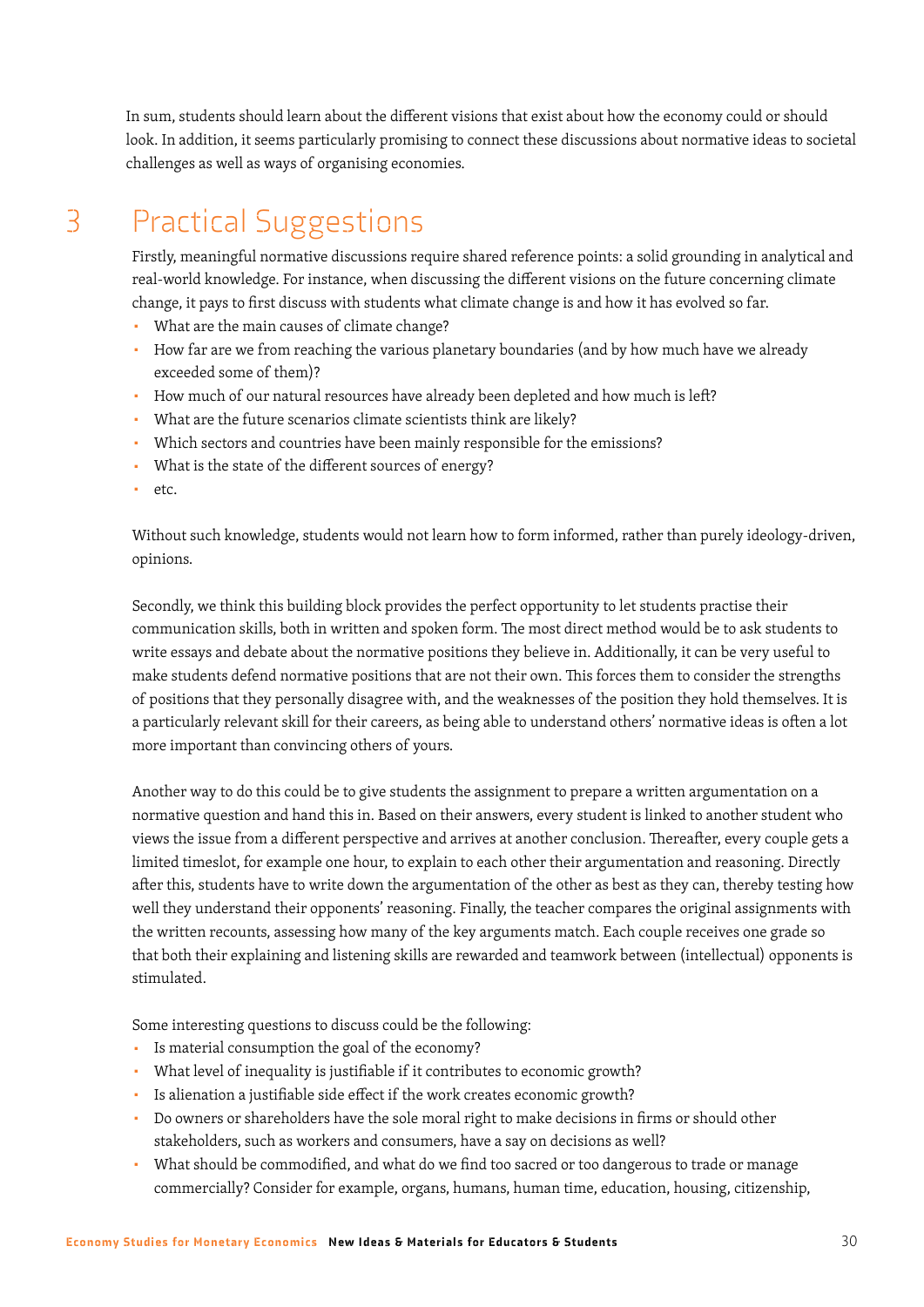In sum, students should learn about the different visions that exist about how the economy could or should look. In addition, it seems particularly promising to connect these discussions about normative ideas to societal challenges as well as ways of organising economies.

# 3 Practical Suggestions

Firstly, meaningful normative discussions require shared reference points: a solid grounding in analytical and real-world knowledge. For instance, when discussing the different visions on the future concerning climate change, it pays to first discuss with students what climate change is and how it has evolved so far.

- What are the main causes of climate change?
- How far are we from reaching the various planetary boundaries (and by how much have we already exceeded some of them)?
- How much of our natural resources have already been depleted and how much is left?
- What are the future scenarios climate scientists think are likely?
- Which sectors and countries have been mainly responsible for the emissions?
- What is the state of the different sources of energy?
- etc.

Without such knowledge, students would not learn how to form informed, rather than purely ideology-driven, opinions.

Secondly, we think this building block provides the perfect opportunity to let students practise their communication skills, both in written and spoken form. The most direct method would be to ask students to write essays and debate about the normative positions they believe in. Additionally, it can be very useful to make students defend normative positions that are not their own. This forces them to consider the strengths of positions that they personally disagree with, and the weaknesses of the position they hold themselves. It is a particularly relevant skill for their careers, as being able to understand others' normative ideas is often a lot more important than convincing others of yours.

Another way to do this could be to give students the assignment to prepare a written argumentation on a normative question and hand this in. Based on their answers, every student is linked to another student who views the issue from a different perspective and arrives at another conclusion. Thereafter, every couple gets a limited timeslot, for example one hour, to explain to each other their argumentation and reasoning. Directly after this, students have to write down the argumentation of the other as best as they can, thereby testing how well they understand their opponents' reasoning. Finally, the teacher compares the original assignments with the written recounts, assessing how many of the key arguments match. Each couple receives one grade so that both their explaining and listening skills are rewarded and teamwork between (intellectual) opponents is stimulated.

Some interesting questions to discuss could be the following:

- Is material consumption the goal of the economy?
- What level of inequality is justifiable if it contributes to economic growth?
- Is alienation a justifiable side effect if the work creates economic growth?
- Do owners or shareholders have the sole moral right to make decisions in firms or should other stakeholders, such as workers and consumers, have a say on decisions as well?
- What should be commodified, and what do we find too sacred or too dangerous to trade or manage commercially? Consider for example, organs, humans, human time, education, housing, citizenship,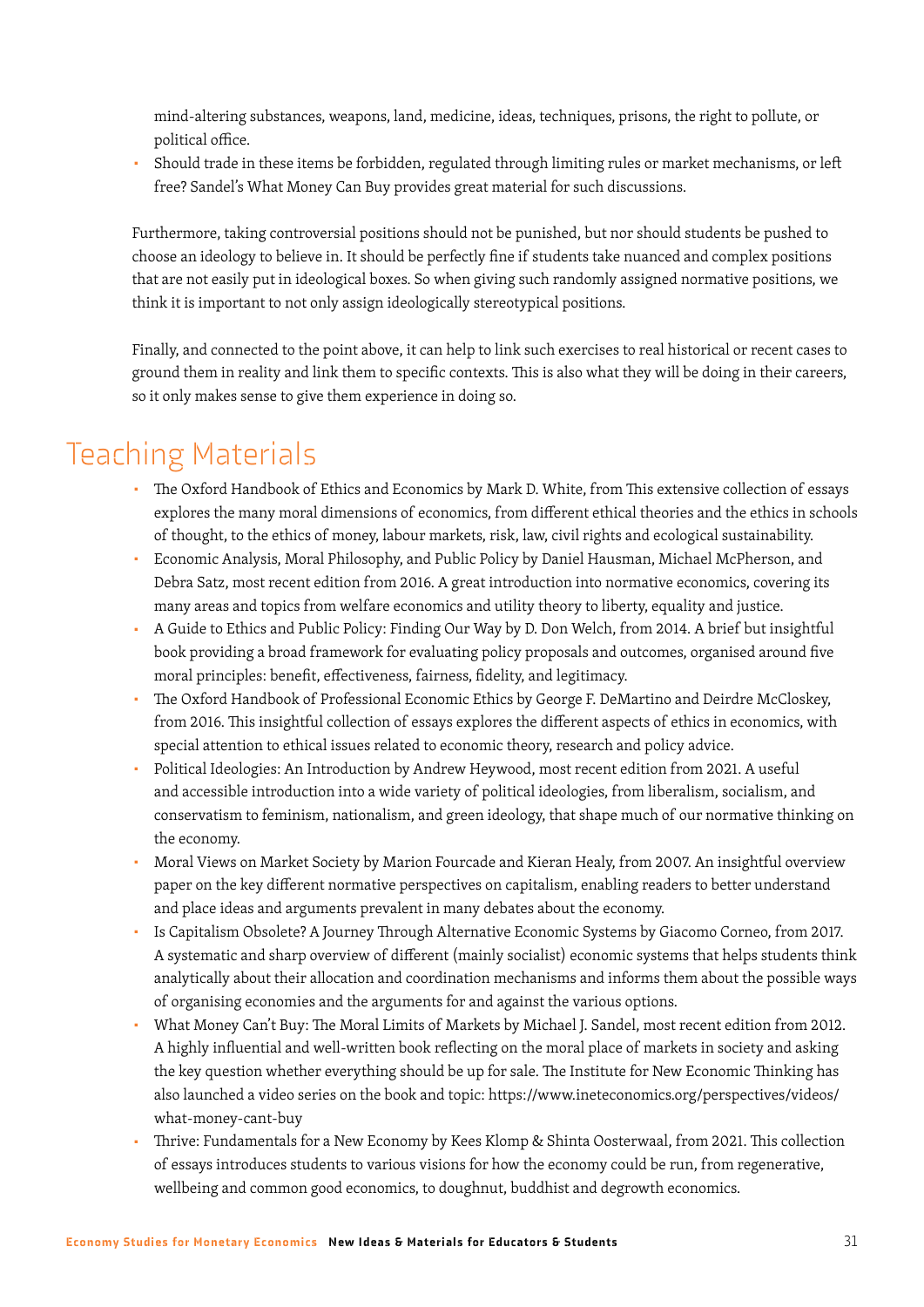mind-altering substances, weapons, land, medicine, ideas, techniques, prisons, the right to pollute, or political office.

- Should trade in these items be forbidden, regulated through limiting rules or market mechanisms, or left free? Sandel's What Money Can Buy provides great material for such discussions.

Furthermore, taking controversial positions should not be punished, but nor should students be pushed to choose an ideology to believe in. It should be perfectly fine if students take nuanced and complex positions that are not easily put in ideological boxes. So when giving such randomly assigned normative positions, we think it is important to not only assign ideologically stereotypical positions.

Finally, and connected to the point above, it can help to link such exercises to real historical or recent cases to ground them in reality and link them to specific contexts. This is also what they will be doing in their careers, so it only makes sense to give them experience in doing so.

# Teaching Materials

- The Oxford Handbook of Ethics and Economics by Mark D. White, from This extensive collection of essays explores the many moral dimensions of economics, from different ethical theories and the ethics in schools of thought, to the ethics of money, labour markets, risk, law, civil rights and ecological sustainability.
- Economic Analysis, Moral Philosophy, and Public Policy by Daniel Hausman, Michael McPherson, and Debra Satz, most recent edition from 2016. A great introduction into normative economics, covering its many areas and topics from welfare economics and utility theory to liberty, equality and justice.
- A Guide to Ethics and Public Policy: Finding Our Way by D. Don Welch, from 2014. A brief but insightful book providing a broad framework for evaluating policy proposals and outcomes, organised around five moral principles: benefit, effectiveness, fairness, fidelity, and legitimacy.
- The Oxford Handbook of Professional Economic Ethics by George F. DeMartino and Deirdre McCloskey, from 2016. This insightful collection of essays explores the different aspects of ethics in economics, with special attention to ethical issues related to economic theory, research and policy advice.
- Political Ideologies: An Introduction by Andrew Heywood, most recent edition from 2021. A useful and accessible introduction into a wide variety of political ideologies, from liberalism, socialism, and conservatism to feminism, nationalism, and green ideology, that shape much of our normative thinking on the economy.
- Moral Views on Market Society by Marion Fourcade and Kieran Healy, from 2007. An insightful overview paper on the key different normative perspectives on capitalism, enabling readers to better understand and place ideas and arguments prevalent in many debates about the economy.
- Is Capitalism Obsolete? A Journey Through Alternative Economic Systems by Giacomo Corneo, from 2017. A systematic and sharp overview of different (mainly socialist) economic systems that helps students think analytically about their allocation and coordination mechanisms and informs them about the possible ways of organising economies and the arguments for and against the various options.
- What Money Can't Buy: The Moral Limits of Markets by Michael J. Sandel, most recent edition from 2012. A highly influential and well-written book reflecting on the moral place of markets in society and asking the key question whether everything should be up for sale. The Institute for New Economic Thinking has also launched a video series on the book and topic: https://www.ineteconomics.org/perspectives/videos/what-money-cant-buy
- Thrive: Fundamentals for a New Economy by Kees Klomp & Shinta Oosterwaal, from 2021. This collection of essays introduces students to various visions for how the economy could be run, from regenerative, wellbeing and common good economics, to doughnut, buddhist and degrowth economics.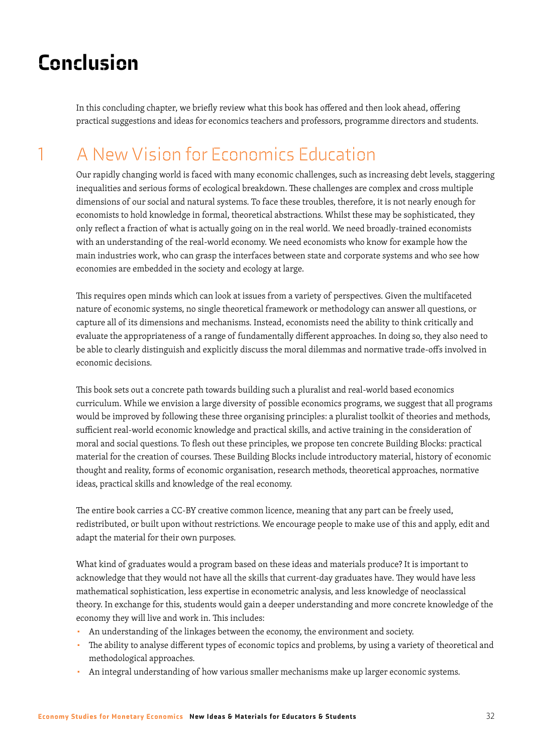# Conclusion

In this concluding chapter, we briefly review what this book has offered and then look ahead, offering practical suggestions and ideas for economics teachers and professors, programme directors and students.

## 1 A New Vision for Economics Education

Our rapidly changing world is faced with many economic challenges, such as increasing debt levels, staggering inequalities and serious forms of ecological breakdown. These challenges are complex and cross multiple dimensions of our social and natural systems. To face these troubles, therefore, it is not nearly enough for economists to hold knowledge in formal, theoretical abstractions. Whilst these may be sophisticated, they only reflect a fraction of what is actually going on in the real world. We need broadly-trained economists with an understanding of the real-world economy. We need economists who know for example how the main industries work, who can grasp the interfaces between state and corporate systems and who see how economies are embedded in the society and ecology at large.

This requires open minds which can look at issues from a variety of perspectives. Given the multifaceted nature of economic systems, no single theoretical framework or methodology can answer all questions, or capture all of its dimensions and mechanisms. Instead, economists need the ability to think critically and evaluate the appropriateness of a range of fundamentally different approaches. In doing so, they also need to be able to clearly distinguish and explicitly discuss the moral dilemmas and normative trade-offs involved in economic decisions.

This book sets out a concrete path towards building such a pluralist and real-world based economics curriculum. While we envision a large diversity of possible economics programs, we suggest that all programs would be improved by following these three organising principles: a pluralist toolkit of theories and methods, sufficient real-world economic knowledge and practical skills, and active training in the consideration of moral and social questions. To flesh out these principles, we propose ten concrete Building Blocks: practical material for the creation of courses. These Building Blocks include introductory material, history of economic thought and reality, forms of economic organisation, research methods, theoretical approaches, normative ideas, practical skills and knowledge of the real economy.

The entire book carries a CC-BY creative common licence, meaning that any part can be freely used, redistributed, or built upon without restrictions. We encourage people to make use of this and apply, edit and adapt the material for their own purposes.

What kind of graduates would a program based on these ideas and materials produce? It is important to acknowledge that they would not have all the skills that current-day graduates have. They would have less mathematical sophistication, less expertise in econometric analysis, and less knowledge of neoclassical theory. In exchange for this, students would gain a deeper understanding and more concrete knowledge of the economy they will live and work in. This includes:

- An understanding of the linkages between the economy, the environment and society.
- The ability to analyse different types of economic topics and problems, by using a variety of theoretical and methodological approaches.
- An integral understanding of how various smaller mechanisms make up larger economic systems.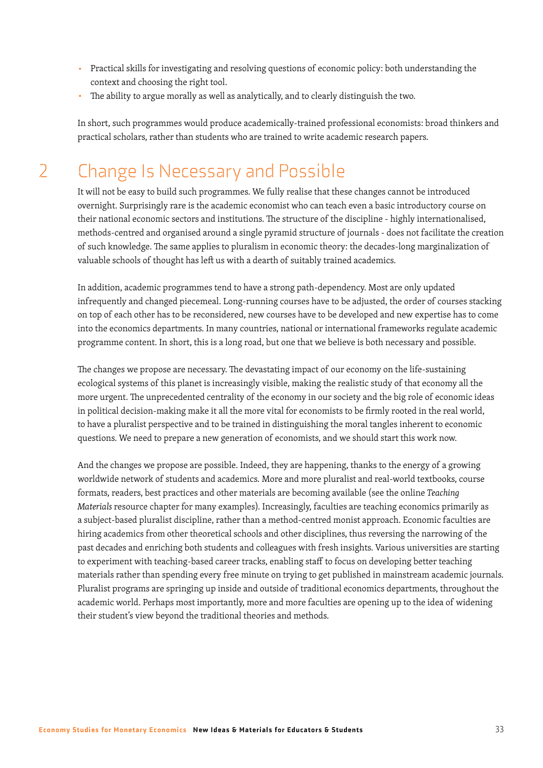- Practical skills for investigating and resolving questions of economic policy: both understanding the context and choosing the right tool.
- The ability to argue morally as well as analytically, and to clearly distinguish the two.

In short, such programmes would produce academically-trained professional economists: broad thinkers and practical scholars, rather than students who are trained to write academic research papers.

# 2 Change Is Necessary and Possible

It will not be easy to build such programmes. We fully realise that these changes cannot be introduced overnight. Surprisingly rare is the academic economist who can teach even a basic introductory course on their national economic sectors and institutions. The structure of the discipline - highly internationalised, methods-centred and organised around a single pyramid structure of journals - does not facilitate the creation of such knowledge. The same applies to pluralism in economic theory: the decades-long marginalization of valuable schools of thought has left us with a dearth of suitably trained academics.

In addition, academic programmes tend to have a strong path-dependency. Most are only updated infrequently and changed piecemeal. Long-running courses have to be adjusted, the order of courses stacking on top of each other has to be reconsidered, new courses have to be developed and new expertise has to come into the economics departments. In many countries, national or international frameworks regulate academic programme content. In short, this is a long road, but one that we believe is both necessary and possible.

The changes we propose are necessary. The devastating impact of our economy on the life-sustaining ecological systems of this planet is increasingly visible, making the realistic study of that economy all the more urgent. The unprecedented centrality of the economy in our society and the big role of economic ideas in political decision-making make it all the more vital for economists to be firmly rooted in the real world, to have a pluralist perspective and to be trained in distinguishing the moral tangles inherent to economic questions. We need to prepare a new generation of economists, and we should start this work now.

And the changes we propose are possible. Indeed, they are happening, thanks to the energy of a growing worldwide network of students and academics. More and more pluralist and real-world textbooks, course formats, readers, best practices and other materials are becoming available (see the online *Teaching Materials* resource chapter for many examples). Increasingly, faculties are teaching economics primarily as a subject-based pluralist discipline, rather than a method-centred monist approach. Economic faculties are hiring academics from other theoretical schools and other disciplines, thus reversing the narrowing of the past decades and enriching both students and colleagues with fresh insights. Various universities are starting to experiment with teaching-based career tracks, enabling staff to focus on developing better teaching materials rather than spending every free minute on trying to get published in mainstream academic journals. Pluralist programs are springing up inside and outside of traditional economics departments, throughout the academic world. Perhaps most importantly, more and more faculties are opening up to the idea of widening their student's view beyond the traditional theories and methods.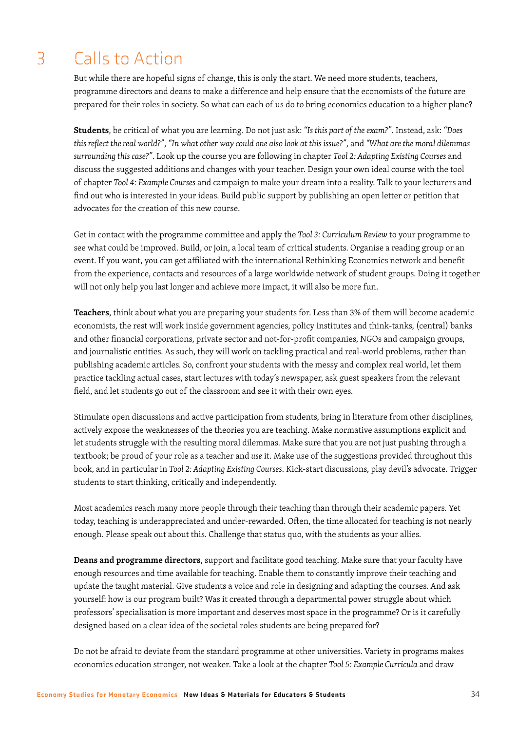# 3 Calls to Action

But while there are hopeful signs of change, this is only the start. We need more students, teachers, programme directors and deans to make a difference and help ensure that the economists of the future are prepared for their roles in society. So what can each of us do to bring economics education to a higher plane?

**Students**, be critical of what you are learning. Do not just ask: *"Is this part of the exam?"*. Instead, ask: *"Does this reflect the real world?"*, *"In what other way could one also look at this issue?"*, and *"What are the moral dilemmas surrounding this case?"*. Look up the course you are following in chapter *Tool 2: Adapting Existing Courses* and discuss the suggested additions and changes with your teacher. Design your own ideal course with the tool of chapter *Tool 4: Example Courses* and campaign to make your dream into a reality. Talk to your lecturers and find out who is interested in your ideas. Build public support by publishing an open letter or petition that advocates for the creation of this new course.

Get in contact with the programme committee and apply the *Tool 3: Curriculum Review* to your programme to see what could be improved. Build, or join, a local team of critical students. Organise a reading group or an event. If you want, you can get affiliated with the international Rethinking Economics network and benefit from the experience, contacts and resources of a large worldwide network of student groups. Doing it together will not only help you last longer and achieve more impact, it will also be more fun.

**Teachers**, think about what you are preparing your students for. Less than 3% of them will become academic economists, the rest will work inside government agencies, policy institutes and think-tanks, (central) banks and other financial corporations, private sector and not-for-profit companies, NGOs and campaign groups, and journalistic entities. As such, they will work on tackling practical and real-world problems, rather than publishing academic articles. So, confront your students with the messy and complex real world, let them practice tackling actual cases, start lectures with today's newspaper, ask guest speakers from the relevant field, and let students go out of the classroom and see it with their own eyes.

Stimulate open discussions and active participation from students, bring in literature from other disciplines, actively expose the weaknesses of the theories you are teaching. Make normative assumptions explicit and let students struggle with the resulting moral dilemmas. Make sure that you are not just pushing through a textbook; be proud of your role as a teacher and *use* it. Make use of the suggestions provided throughout this book, and in particular in *Tool 2: Adapting Existing Courses*. Kick-start discussions, play devil's advocate. Trigger students to start thinking, critically and independently.

Most academics reach many more people through their teaching than through their academic papers. Yet today, teaching is underappreciated and under-rewarded. Often, the time allocated for teaching is not nearly enough. Please speak out about this. Challenge that status quo, with the students as your allies.

**Deans and programme directors**, support and facilitate good teaching. Make sure that your faculty have enough resources and time available for teaching. Enable them to constantly improve their teaching and update the taught material. Give students a voice and role in designing and adapting the courses. And ask yourself: how is our program built? Was it created through a departmental power struggle about which professors' specialisation is more important and deserves most space in the programme? Or is it carefully designed based on a clear idea of the societal roles students are being prepared for?

Do not be afraid to deviate from the standard programme at other universities. Variety in programs makes economics education stronger, not weaker. Take a look at the chapter *Tool 5: Example Curricula* and draw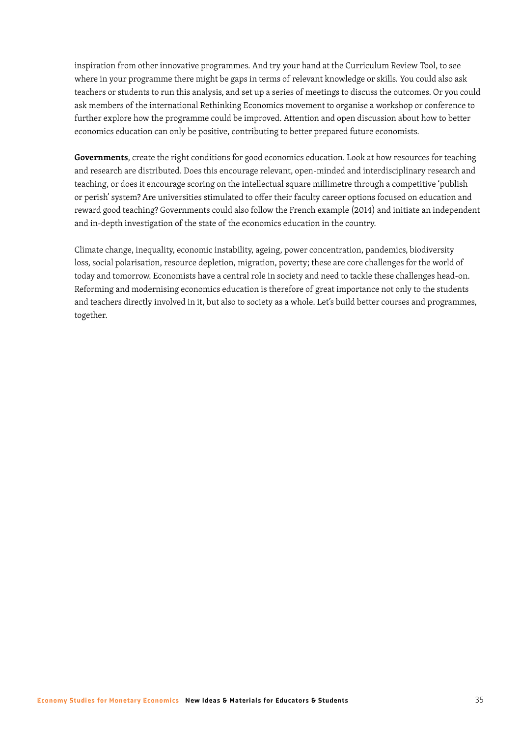inspiration from other innovative programmes. And try your hand at the Curriculum Review Tool, to see where in your programme there might be gaps in terms of relevant knowledge or skills. You could also ask teachers or students to run this analysis, and set up a series of meetings to discuss the outcomes. Or you could ask members of the international Rethinking Economics movement to organise a workshop or conference to further explore how the programme could be improved. Attention and open discussion about how to better economics education can only be positive, contributing to better prepared future economists.

**Governments**, create the right conditions for good economics education. Look at how resources for teaching and research are distributed. Does this encourage relevant, open-minded and interdisciplinary research and teaching, or does it encourage scoring on the intellectual square millimetre through a competitive 'publish or perish' system? Are universities stimulated to offer their faculty career options focused on education and reward good teaching? Governments could also follow the French example (2014) and initiate an independent and in-depth investigation of the state of the economics education in the country.

Climate change, inequality, economic instability, ageing, power concentration, pandemics, biodiversity loss, social polarisation, resource depletion, migration, poverty; these are core challenges for the world of today and tomorrow. Economists have a central role in society and need to tackle these challenges head-on. Reforming and modernising economics education is therefore of great importance not only to the students and teachers directly involved in it, but also to society as a whole. Let's build better courses and programmes, together.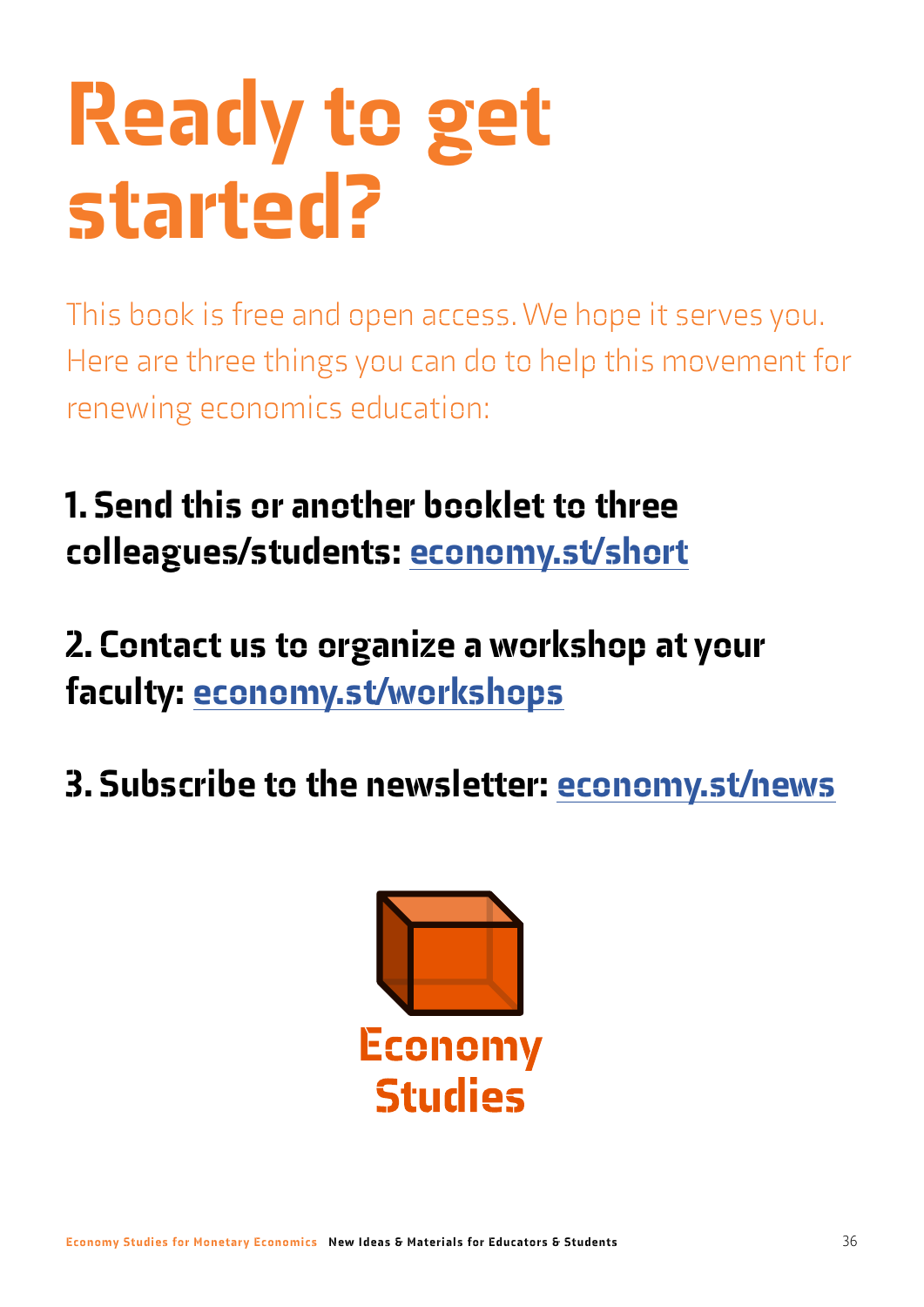# Ready to get started?

This book is free and open access. We hope it serves you. Here are three things you can do to help this movement for renewing economics education:

**1. Send this or another booklet to three colleagues/students: economy.st/short**

**2. Contact us to organize a workshop at your faculty: economy.st/workshops**

**3. Subscribe to the newsletter: economy.st/news**

Economy Studies